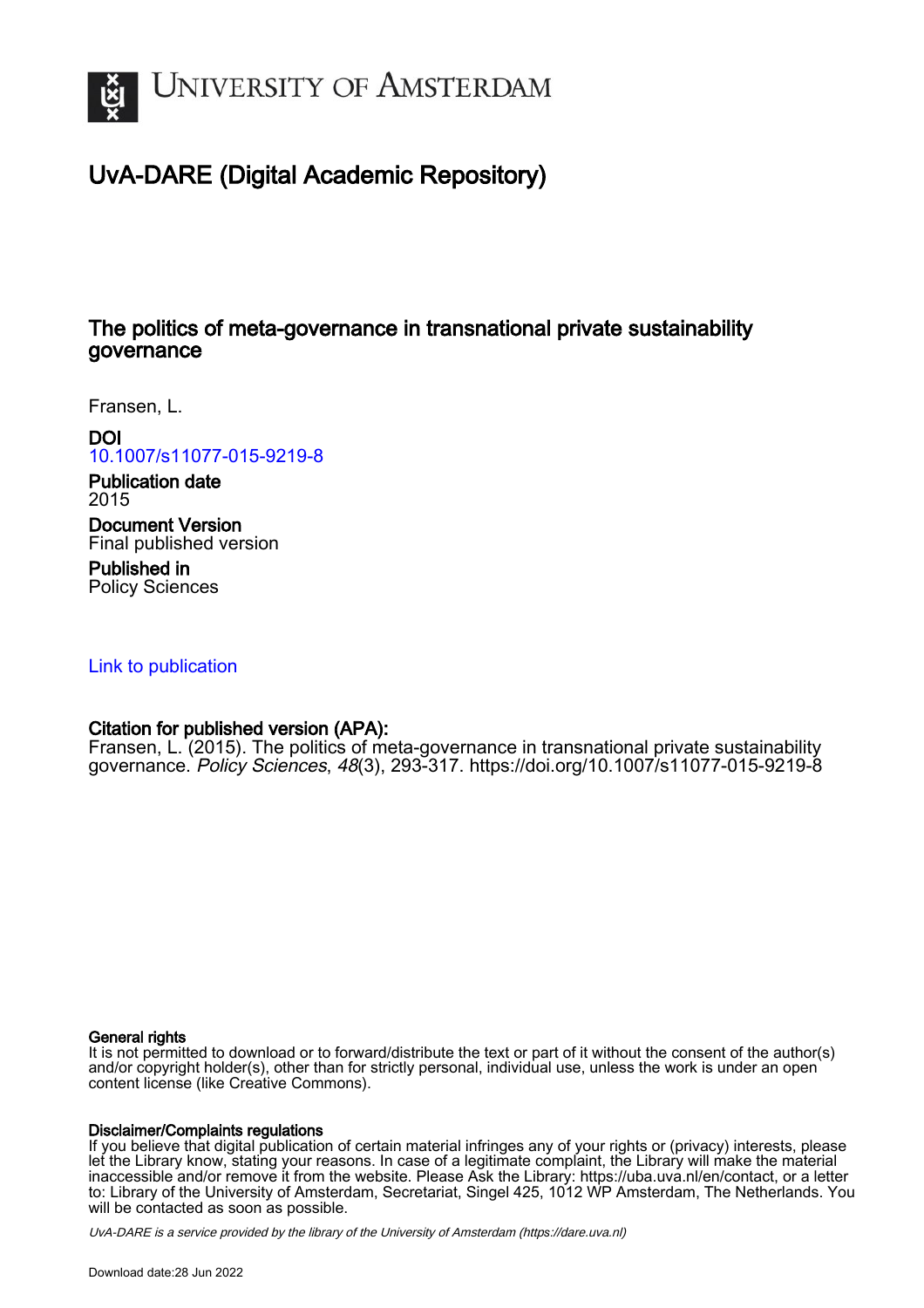# UvA-DARE (Digital Academic Repository)

## The politics of meta-governance in transnational private sustainability governance

Fransen, L.

**DOI**
10.1007/s11077-015-9219-8

**Publication date**
2015

**Document Version**
Final published version

**Published in**
Policy Sciences

Link to publication

**Citation for published version (APA):**
Fransen, L. (2015). The politics of meta-governance in transnational private sustainability governance. *Policy Sciences*, *48*(3), 293-317. https://doi.org/10.1007/s11077-015-9219-8

**General rights**
It is not permitted to download or to forward/distribute the text or part of it without the consent of the author(s) and/or copyright holder(s), other than for strictly personal, individual use, unless the work is under an open content license (like Creative Commons).

**Disclaimer/Complaints regulations**
If you believe that digital publication of certain material infringes any of your rights or (privacy) interests, please let the Library know, stating your reasons. In case of a legitimate complaint, the Library will make the material inaccessible and/or remove it from the website. Please Ask the Library: https://uba.uva.nl/en/contact, or a letter to: Library of the University of Amsterdam, Secretariat, Singel 425, 1012 WP Amsterdam, The Netherlands. You will be contacted as soon as possible.

*UvA-DARE is a service provided by the library of the University of Amsterdam (https://dare.uva.nl)*

Download date:28 Jun 2022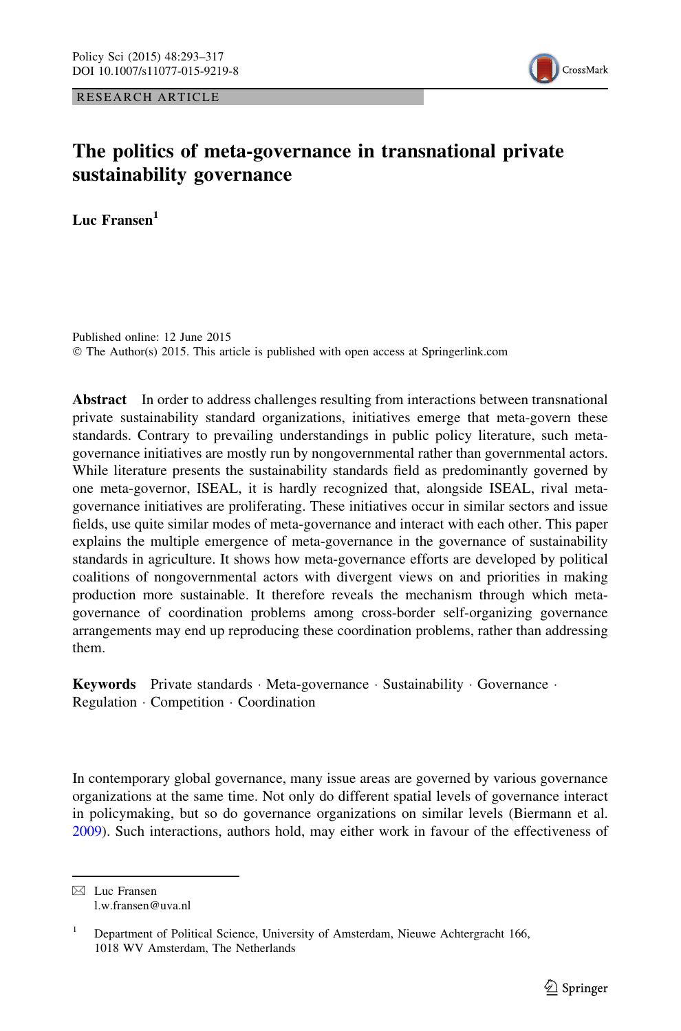# The politics of meta-governance in transnational private sustainability governance

**Luc Fransen**[1]

Published online: 12 June 2015
© The Author(s) 2015. This article is published with open access at Springerlink.com

**Abstract** In order to address challenges resulting from interactions between transnational private sustainability standard organizations, initiatives emerge that meta-govern these standards. Contrary to prevailing understandings in public policy literature, such meta-governance initiatives are mostly run by nongovernmental rather than governmental actors. While literature presents the sustainability standards field as predominantly governed by one meta-governor, ISEAL, it is hardly recognized that, alongside ISEAL, rival meta-governance initiatives are proliferating. These initiatives occur in similar sectors and issue fields, use quite similar modes of meta-governance and interact with each other. This paper explains the multiple emergence of meta-governance in the governance of sustainability standards in agriculture. It shows how meta-governance efforts are developed by political coalitions of nongovernmental actors with divergent views on and priorities in making production more sustainable. It therefore reveals the mechanism through which meta-governance of coordination problems among cross-border self-organizing governance arrangements may end up reproducing these coordination problems, rather than addressing them.

**Keywords** Private standards · Meta-governance · Sustainability · Governance · Regulation · Competition · Coordination

In contemporary global governance, many issue areas are governed by various governance organizations at the same time. Not only do different spatial levels of governance interact in policymaking, but so do governance organizations on similar levels (Biermann et al. 2009). Such interactions, authors hold, may either work in favour of the effectiveness of

---

✉ Luc Fransen
l.w.fransen@uva.nl

[1] Department of Political Science, University of Amsterdam, Nieuwe Achtergracht 166, 1018 WV Amsterdam, The Netherlands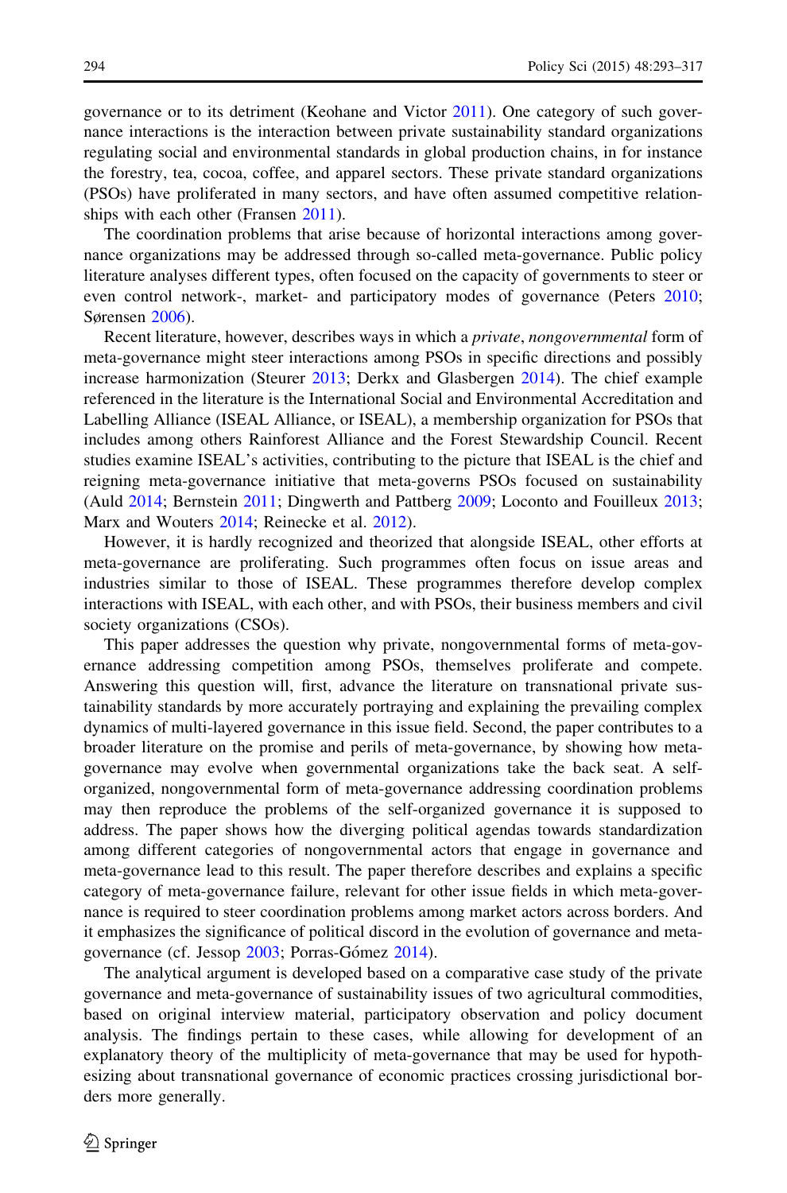governance or to its detriment (Keohane and Victor 2011). One category of such governance interactions is the interaction between private sustainability standard organizations regulating social and environmental standards in global production chains, in for instance the forestry, tea, cocoa, coffee, and apparel sectors. These private standard organizations (PSOs) have proliferated in many sectors, and have often assumed competitive relationships with each other (Fransen 2011).

The coordination problems that arise because of horizontal interactions among governance organizations may be addressed through so-called meta-governance. Public policy literature analyses different types, often focused on the capacity of governments to steer or even control network-, market- and participatory modes of governance (Peters 2010; Sørensen 2006).

Recent literature, however, describes ways in which a *private*, *nongovernmental* form of meta-governance might steer interactions among PSOs in specific directions and possibly increase harmonization (Steurer 2013; Derkx and Glasbergen 2014). The chief example referenced in the literature is the International Social and Environmental Accreditation and Labelling Alliance (ISEAL Alliance, or ISEAL), a membership organization for PSOs that includes among others Rainforest Alliance and the Forest Stewardship Council. Recent studies examine ISEAL's activities, contributing to the picture that ISEAL is the chief and reigning meta-governance initiative that meta-governs PSOs focused on sustainability (Auld 2014; Bernstein 2011; Dingwerth and Pattberg 2009; Loconto and Fouilleux 2013; Marx and Wouters 2014; Reinecke et al. 2012).

However, it is hardly recognized and theorized that alongside ISEAL, other efforts at meta-governance are proliferating. Such programmes often focus on issue areas and industries similar to those of ISEAL. These programmes therefore develop complex interactions with ISEAL, with each other, and with PSOs, their business members and civil society organizations (CSOs).

This paper addresses the question why private, nongovernmental forms of meta-governance addressing competition among PSOs, themselves proliferate and compete. Answering this question will, first, advance the literature on transnational private sustainability standards by more accurately portraying and explaining the prevailing complex dynamics of multi-layered governance in this issue field. Second, the paper contributes to a broader literature on the promise and perils of meta-governance, by showing how meta-governance may evolve when governmental organizations take the back seat. A self-organized, nongovernmental form of meta-governance addressing coordination problems may then reproduce the problems of the self-organized governance it is supposed to address. The paper shows how the diverging political agendas towards standardization among different categories of nongovernmental actors that engage in governance and meta-governance lead to this result. The paper therefore describes and explains a specific category of meta-governance failure, relevant for other issue fields in which meta-governance is required to steer coordination problems among market actors across borders. And it emphasizes the significance of political discord in the evolution of governance and meta-governance (cf. Jessop 2003; Porras-Gómez 2014).

The analytical argument is developed based on a comparative case study of the private governance and meta-governance of sustainability issues of two agricultural commodities, based on original interview material, participatory observation and policy document analysis. The findings pertain to these cases, while allowing for development of an explanatory theory of the multiplicity of meta-governance that may be used for hypothesizing about transnational governance of economic practices crossing jurisdictional borders more generally.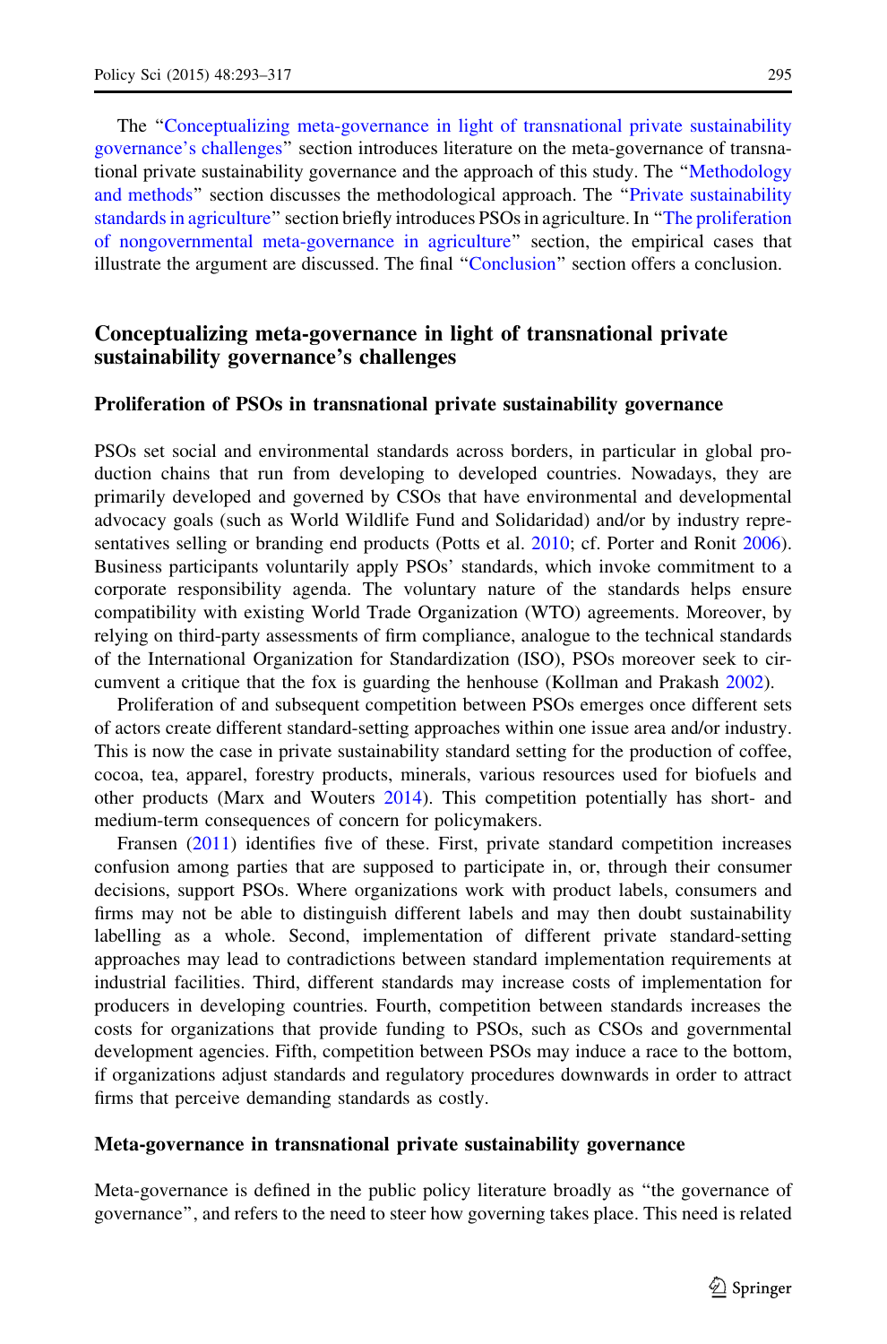The "Conceptualizing meta-governance in light of transnational private sustainability governance's challenges" section introduces literature on the meta-governance of transnational private sustainability governance and the approach of this study. The "Methodology and methods" section discusses the methodological approach. The "Private sustainability standards in agriculture" section briefly introduces PSOs in agriculture. In "The proliferation of nongovernmental meta-governance in agriculture" section, the empirical cases that illustrate the argument are discussed. The final "Conclusion" section offers a conclusion.

## Conceptualizing meta-governance in light of transnational private sustainability governance's challenges

### Proliferation of PSOs in transnational private sustainability governance

PSOs set social and environmental standards across borders, in particular in global production chains that run from developing to developed countries. Nowadays, they are primarily developed and governed by CSOs that have environmental and developmental advocacy goals (such as World Wildlife Fund and Solidaridad) and/or by industry representatives selling or branding end products (Potts et al. 2010; cf. Porter and Ronit 2006). Business participants voluntarily apply PSOs' standards, which invoke commitment to a corporate responsibility agenda. The voluntary nature of the standards helps ensure compatibility with existing World Trade Organization (WTO) agreements. Moreover, by relying on third-party assessments of firm compliance, analogue to the technical standards of the International Organization for Standardization (ISO), PSOs moreover seek to circumvent a critique that the fox is guarding the henhouse (Kollman and Prakash 2002).

Proliferation of and subsequent competition between PSOs emerges once different sets of actors create different standard-setting approaches within one issue area and/or industry. This is now the case in private sustainability standard setting for the production of coffee, cocoa, tea, apparel, forestry products, minerals, various resources used for biofuels and other products (Marx and Wouters 2014). This competition potentially has short- and medium-term consequences of concern for policymakers.

Fransen (2011) identifies five of these. First, private standard competition increases confusion among parties that are supposed to participate in, or, through their consumer decisions, support PSOs. Where organizations work with product labels, consumers and firms may not be able to distinguish different labels and may then doubt sustainability labelling as a whole. Second, implementation of different private standard-setting approaches may lead to contradictions between standard implementation requirements at industrial facilities. Third, different standards may increase costs of implementation for producers in developing countries. Fourth, competition between standards increases the costs for organizations that provide funding to PSOs, such as CSOs and governmental development agencies. Fifth, competition between PSOs may induce a race to the bottom, if organizations adjust standards and regulatory procedures downwards in order to attract firms that perceive demanding standards as costly.

### Meta-governance in transnational private sustainability governance

Meta-governance is defined in the public policy literature broadly as "the governance of governance", and refers to the need to steer how governing takes place. This need is related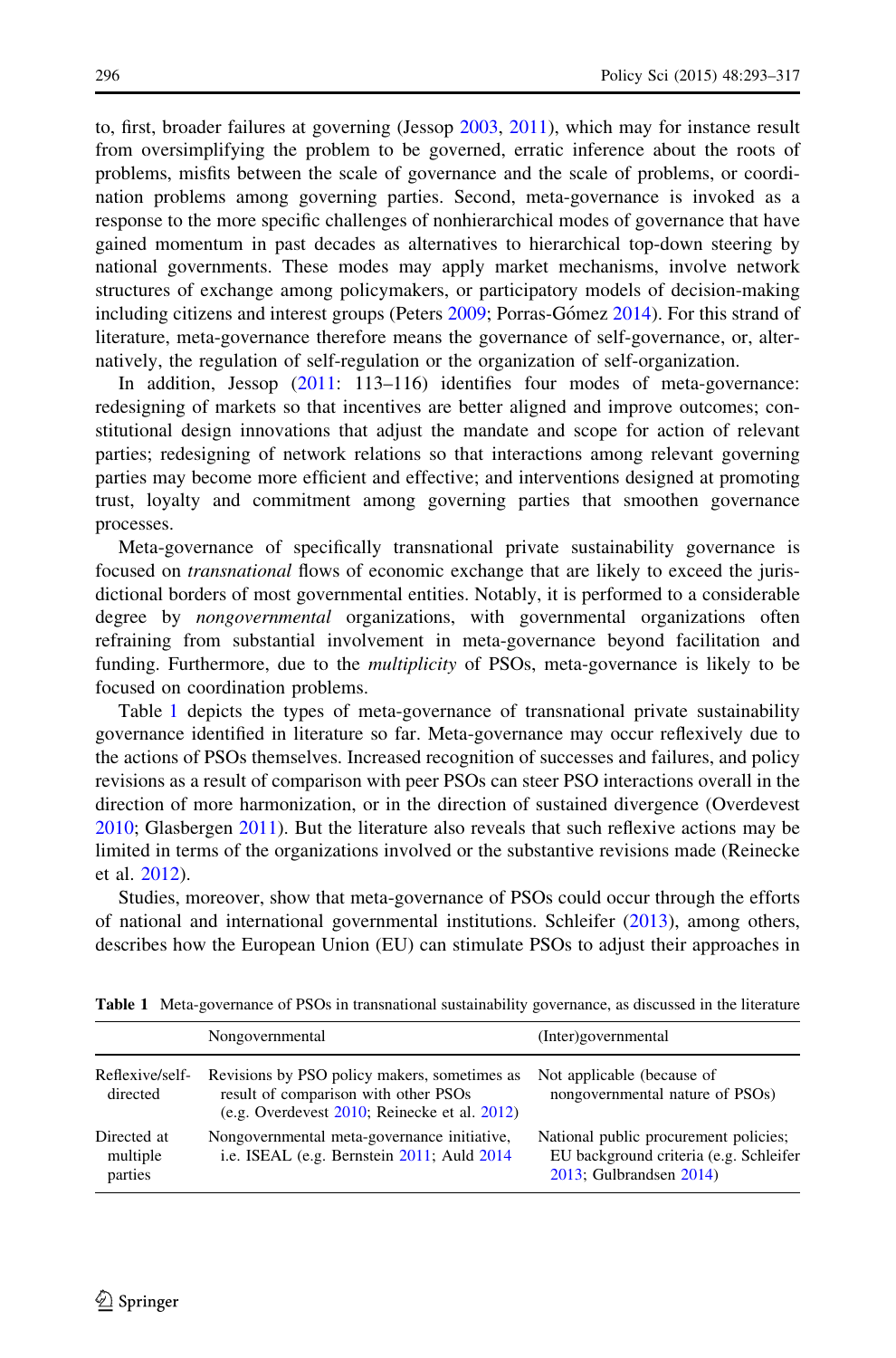to, first, broader failures at governing (Jessop 2003, 2011), which may for instance result from oversimplifying the problem to be governed, erratic inference about the roots of problems, misfits between the scale of governance and the scale of problems, or coordination problems among governing parties. Second, meta-governance is invoked as a response to the more specific challenges of nonhierarchical modes of governance that have gained momentum in past decades as alternatives to hierarchical top-down steering by national governments. These modes may apply market mechanisms, involve network structures of exchange among policymakers, or participatory models of decision-making including citizens and interest groups (Peters 2009; Porras-Gómez 2014). For this strand of literature, meta-governance therefore means the governance of self-governance, or, alternatively, the regulation of self-regulation or the organization of self-organization.

In addition, Jessop (2011: 113–116) identifies four modes of meta-governance: redesigning of markets so that incentives are better aligned and improve outcomes; constitutional design innovations that adjust the mandate and scope for action of relevant parties; redesigning of network relations so that interactions among relevant governing parties may become more efficient and effective; and interventions designed at promoting trust, loyalty and commitment among governing parties that smoothen governance processes.

Meta-governance of specifically transnational private sustainability governance is focused on *transnational* flows of economic exchange that are likely to exceed the jurisdictional borders of most governmental entities. Notably, it is performed to a considerable degree by *nongovernmental* organizations, with governmental organizations often refraining from substantial involvement in meta-governance beyond facilitation and funding. Furthermore, due to the *multiplicity* of PSOs, meta-governance is likely to be focused on coordination problems.

Table 1 depicts the types of meta-governance of transnational private sustainability governance identified in literature so far. Meta-governance may occur reflexively due to the actions of PSOs themselves. Increased recognition of successes and failures, and policy revisions as a result of comparison with peer PSOs can steer PSO interactions overall in the direction of more harmonization, or in the direction of sustained divergence (Overdevest 2010; Glasbergen 2011). But the literature also reveals that such reflexive actions may be limited in terms of the organizations involved or the substantive revisions made (Reinecke et al. 2012).

Studies, moreover, show that meta-governance of PSOs could occur through the efforts of national and international governmental institutions. Schleifer (2013), among others, describes how the European Union (EU) can stimulate PSOs to adjust their approaches in

**Table 1** Meta-governance of PSOs in transnational sustainability governance, as discussed in the literature

| | Nongovernmental | (Inter)governmental |
|---|---|---|
| Reflexive/self-directed | Revisions by PSO policy makers, sometimes as result of comparison with other PSOs (e.g. Overdevest 2010; Reinecke et al. 2012) | Not applicable (because of nongovernmental nature of PSOs) |
| Directed at multiple parties | Nongovernmental meta-governance initiative, i.e. ISEAL (e.g. Bernstein 2011; Auld 2014 | National public procurement policies; EU background criteria (e.g. Schleifer 2013; Gulbrandsen 2014) |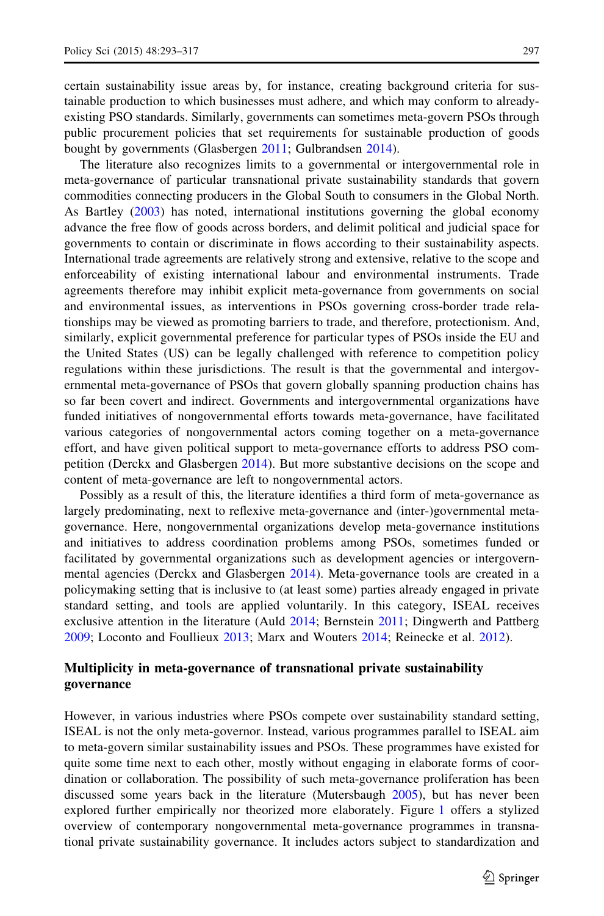certain sustainability issue areas by, for instance, creating background criteria for sustainable production to which businesses must adhere, and which may conform to already-existing PSO standards. Similarly, governments can sometimes meta-govern PSOs through public procurement policies that set requirements for sustainable production of goods bought by governments (Glasbergen 2011; Gulbrandsen 2014).

The literature also recognizes limits to a governmental or intergovernmental role in meta-governance of particular transnational private sustainability standards that govern commodities connecting producers in the Global South to consumers in the Global North. As Bartley (2003) has noted, international institutions governing the global economy advance the free flow of goods across borders, and delimit political and judicial space for governments to contain or discriminate in flows according to their sustainability aspects. International trade agreements are relatively strong and extensive, relative to the scope and enforceability of existing international labour and environmental instruments. Trade agreements therefore may inhibit explicit meta-governance from governments on social and environmental issues, as interventions in PSOs governing cross-border trade relationships may be viewed as promoting barriers to trade, and therefore, protectionism. And, similarly, explicit governmental preference for particular types of PSOs inside the EU and the United States (US) can be legally challenged with reference to competition policy regulations within these jurisdictions. The result is that the governmental and intergovernmental meta-governance of PSOs that govern globally spanning production chains has so far been covert and indirect. Governments and intergovernmental organizations have funded initiatives of nongovernmental efforts towards meta-governance, have facilitated various categories of nongovernmental actors coming together on a meta-governance effort, and have given political support to meta-governance efforts to address PSO competition (Derckx and Glasbergen 2014). But more substantive decisions on the scope and content of meta-governance are left to nongovernmental actors.

Possibly as a result of this, the literature identifies a third form of meta-governance as largely predominating, next to reflexive meta-governance and (inter-)governmental meta-governance. Here, nongovernmental organizations develop meta-governance institutions and initiatives to address coordination problems among PSOs, sometimes funded or facilitated by governmental organizations such as development agencies or intergovernmental agencies (Derckx and Glasbergen 2014). Meta-governance tools are created in a policymaking setting that is inclusive to (at least some) parties already engaged in private standard setting, and tools are applied voluntarily. In this category, ISEAL receives exclusive attention in the literature (Auld 2014; Bernstein 2011; Dingwerth and Pattberg 2009; Loconto and Fouilleux 2013; Marx and Wouters 2014; Reinecke et al. 2012).

## Multiplicity in meta-governance of transnational private sustainability governance

However, in various industries where PSOs compete over sustainability standard setting, ISEAL is not the only meta-governor. Instead, various programmes parallel to ISEAL aim to meta-govern similar sustainability issues and PSOs. These programmes have existed for quite some time next to each other, mostly without engaging in elaborate forms of coordination or collaboration. The possibility of such meta-governance proliferation has been discussed some years back in the literature (Mutersbaugh 2005), but has never been explored further empirically nor theorized more elaborately. Figure 1 offers a stylized overview of contemporary nongovernmental meta-governance programmes in transnational private sustainability governance. It includes actors subject to standardization and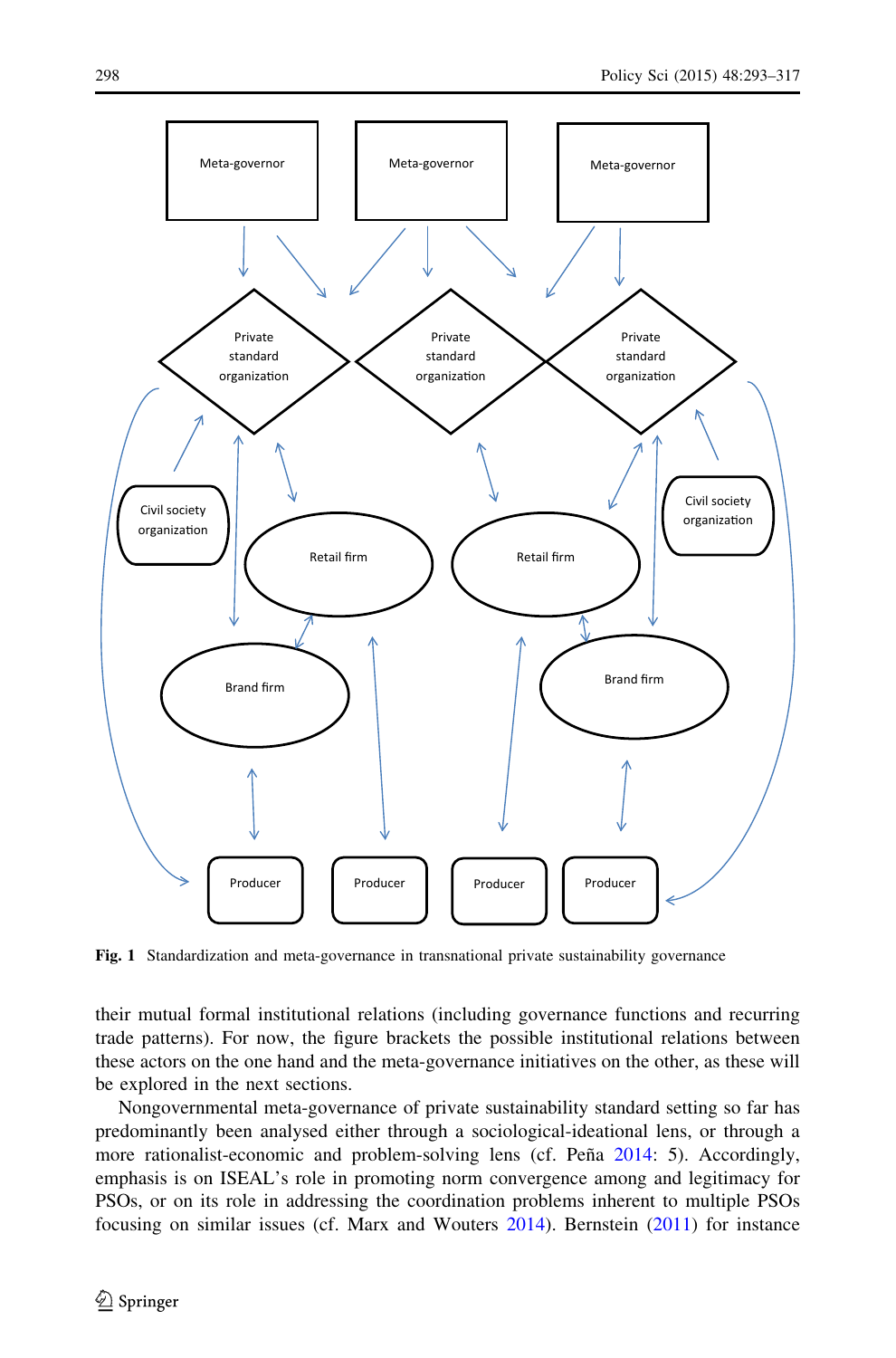Fig. 1 Standardization and meta-governance in transnational private sustainability governance

their mutual formal institutional relations (including governance functions and recurring trade patterns). For now, the figure brackets the possible institutional relations between these actors on the one hand and the meta-governance initiatives on the other, as these will be explored in the next sections.

Nongovernmental meta-governance of private sustainability standard setting so far has predominantly been analysed either through a sociological-ideational lens, or through a more rationalist-economic and problem-solving lens (cf. Peña 2014: 5). Accordingly, emphasis is on ISEAL's role in promoting norm convergence among and legitimacy for PSOs, or on its role in addressing the coordination problems inherent to multiple PSOs focusing on similar issues (cf. Marx and Wouters 2014). Bernstein (2011) for instance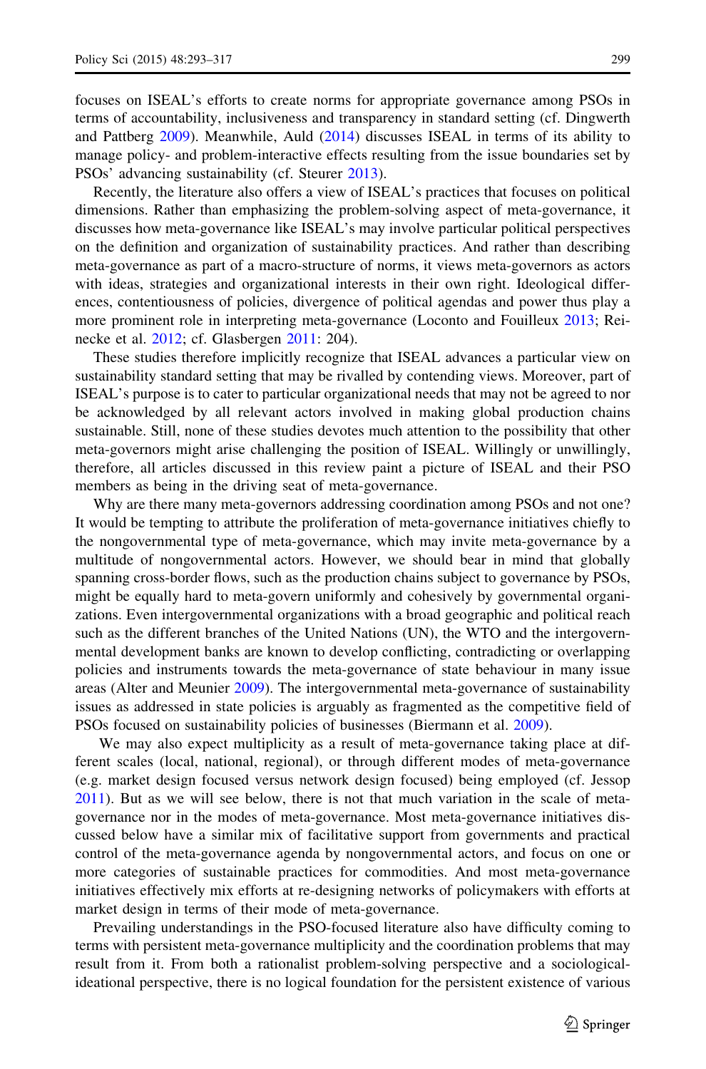focuses on ISEAL's efforts to create norms for appropriate governance among PSOs in terms of accountability, inclusiveness and transparency in standard setting (cf. Dingwerth and Pattberg 2009). Meanwhile, Auld (2014) discusses ISEAL in terms of its ability to manage policy- and problem-interactive effects resulting from the issue boundaries set by PSOs' advancing sustainability (cf. Steurer 2013).

Recently, the literature also offers a view of ISEAL's practices that focuses on political dimensions. Rather than emphasizing the problem-solving aspect of meta-governance, it discusses how meta-governance like ISEAL's may involve particular political perspectives on the definition and organization of sustainability practices. And rather than describing meta-governance as part of a macro-structure of norms, it views meta-governors as actors with ideas, strategies and organizational interests in their own right. Ideological differences, contentiousness of policies, divergence of political agendas and power thus play a more prominent role in interpreting meta-governance (Loconto and Fouilleux 2013; Reinecke et al. 2012; cf. Glasbergen 2011: 204).

These studies therefore implicitly recognize that ISEAL advances a particular view on sustainability standard setting that may be rivalled by contending views. Moreover, part of ISEAL's purpose is to cater to particular organizational needs that may not be agreed to nor be acknowledged by all relevant actors involved in making global production chains sustainable. Still, none of these studies devotes much attention to the possibility that other meta-governors might arise challenging the position of ISEAL. Willingly or unwillingly, therefore, all articles discussed in this review paint a picture of ISEAL and their PSO members as being in the driving seat of meta-governance.

Why are there many meta-governors addressing coordination among PSOs and not one? It would be tempting to attribute the proliferation of meta-governance initiatives chiefly to the nongovernmental type of meta-governance, which may invite meta-governance by a multitude of nongovernmental actors. However, we should bear in mind that globally spanning cross-border flows, such as the production chains subject to governance by PSOs, might be equally hard to meta-govern uniformly and cohesively by governmental organizations. Even intergovernmental organizations with a broad geographic and political reach such as the different branches of the United Nations (UN), the WTO and the intergovernmental development banks are known to develop conflicting, contradicting or overlapping policies and instruments towards the meta-governance of state behaviour in many issue areas (Alter and Meunier 2009). The intergovernmental meta-governance of sustainability issues as addressed in state policies is arguably as fragmented as the competitive field of PSOs focused on sustainability policies of businesses (Biermann et al. 2009).

We may also expect multiplicity as a result of meta-governance taking place at different scales (local, national, regional), or through different modes of meta-governance (e.g. market design focused versus network design focused) being employed (cf. Jessop 2011). But as we will see below, there is not that much variation in the scale of meta-governance nor in the modes of meta-governance. Most meta-governance initiatives discussed below have a similar mix of facilitative support from governments and practical control of the meta-governance agenda by nongovernmental actors, and focus on one or more categories of sustainable practices for commodities. And most meta-governance initiatives effectively mix efforts at re-designing networks of policymakers with efforts at market design in terms of their mode of meta-governance.

Prevailing understandings in the PSO-focused literature also have difficulty coming to terms with persistent meta-governance multiplicity and the coordination problems that may result from it. From both a rationalist problem-solving perspective and a sociological-ideational perspective, there is no logical foundation for the persistent existence of various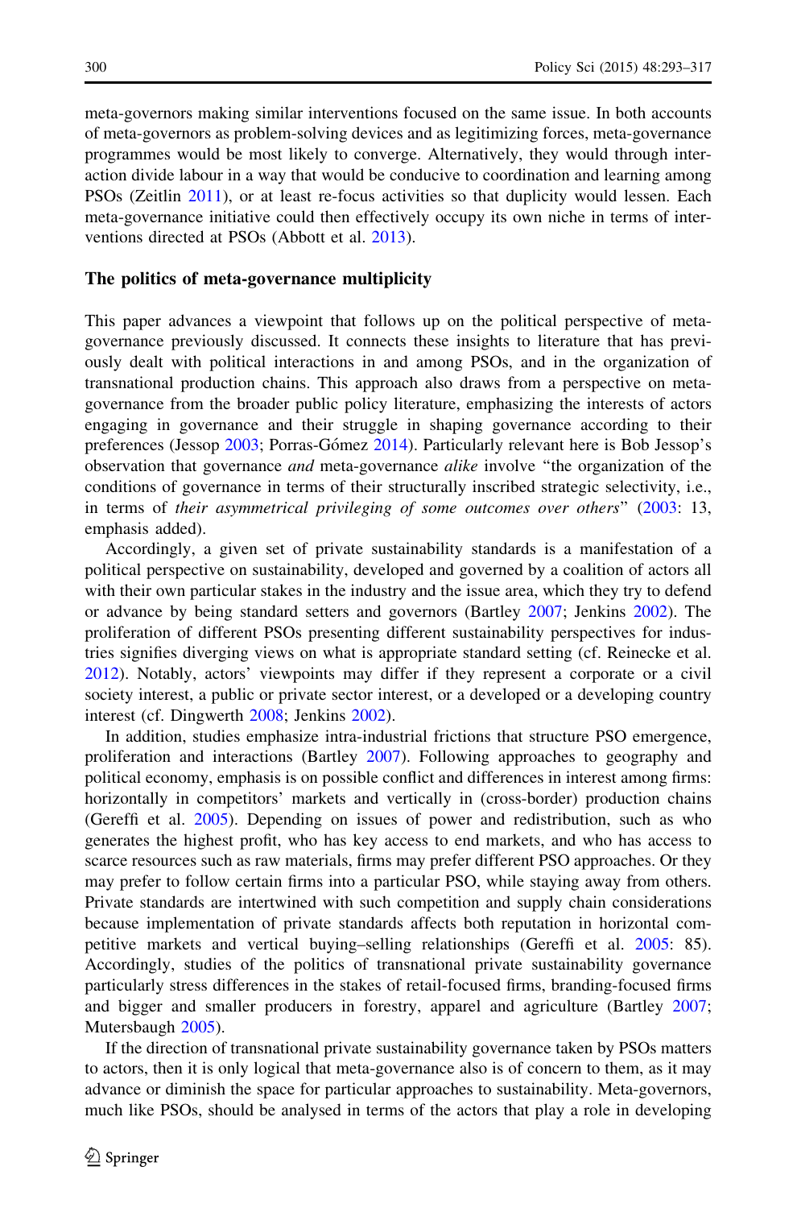meta-governors making similar interventions focused on the same issue. In both accounts of meta-governors as problem-solving devices and as legitimizing forces, meta-governance programmes would be most likely to converge. Alternatively, they would through interaction divide labour in a way that would be conducive to coordination and learning among PSOs (Zeitlin 2011), or at least re-focus activities so that duplicity would lessen. Each meta-governance initiative could then effectively occupy its own niche in terms of interventions directed at PSOs (Abbott et al. 2013).

### The politics of meta-governance multiplicity

This paper advances a viewpoint that follows up on the political perspective of meta-governance previously discussed. It connects these insights to literature that has previously dealt with political interactions in and among PSOs, and in the organization of transnational production chains. This approach also draws from a perspective on meta-governance from the broader public policy literature, emphasizing the interests of actors engaging in governance and their struggle in shaping governance according to their preferences (Jessop 2003; Porras-Gómez 2014). Particularly relevant here is Bob Jessop's observation that governance *and* meta-governance *alike* involve "the organization of the conditions of governance in terms of their structurally inscribed strategic selectivity, i.e., in terms of *their asymmetrical privileging of some outcomes over others*" (2003: 13, emphasis added).

Accordingly, a given set of private sustainability standards is a manifestation of a political perspective on sustainability, developed and governed by a coalition of actors all with their own particular stakes in the industry and the issue area, which they try to defend or advance by being standard setters and governors (Bartley 2007; Jenkins 2002). The proliferation of different PSOs presenting different sustainability perspectives for industries signifies diverging views on what is appropriate standard setting (cf. Reinecke et al. 2012). Notably, actors' viewpoints may differ if they represent a corporate or a civil society interest, a public or private sector interest, or a developed or a developing country interest (cf. Dingwerth 2008; Jenkins 2002).

In addition, studies emphasize intra-industrial frictions that structure PSO emergence, proliferation and interactions (Bartley 2007). Following approaches to geography and political economy, emphasis is on possible conflict and differences in interest among firms: horizontally in competitors' markets and vertically in (cross-border) production chains (Gereffi et al. 2005). Depending on issues of power and redistribution, such as who generates the highest profit, who has key access to end markets, and who has access to scarce resources such as raw materials, firms may prefer different PSO approaches. Or they may prefer to follow certain firms into a particular PSO, while staying away from others. Private standards are intertwined with such competition and supply chain considerations because implementation of private standards affects both reputation in horizontal competitive markets and vertical buying–selling relationships (Gereffi et al. 2005: 85). Accordingly, studies of the politics of transnational private sustainability governance particularly stress differences in the stakes of retail-focused firms, branding-focused firms and bigger and smaller producers in forestry, apparel and agriculture (Bartley 2007; Mutersbaugh 2005).

If the direction of transnational private sustainability governance taken by PSOs matters to actors, then it is only logical that meta-governance also is of concern to them, as it may advance or diminish the space for particular approaches to sustainability. Meta-governors, much like PSOs, should be analysed in terms of the actors that play a role in developing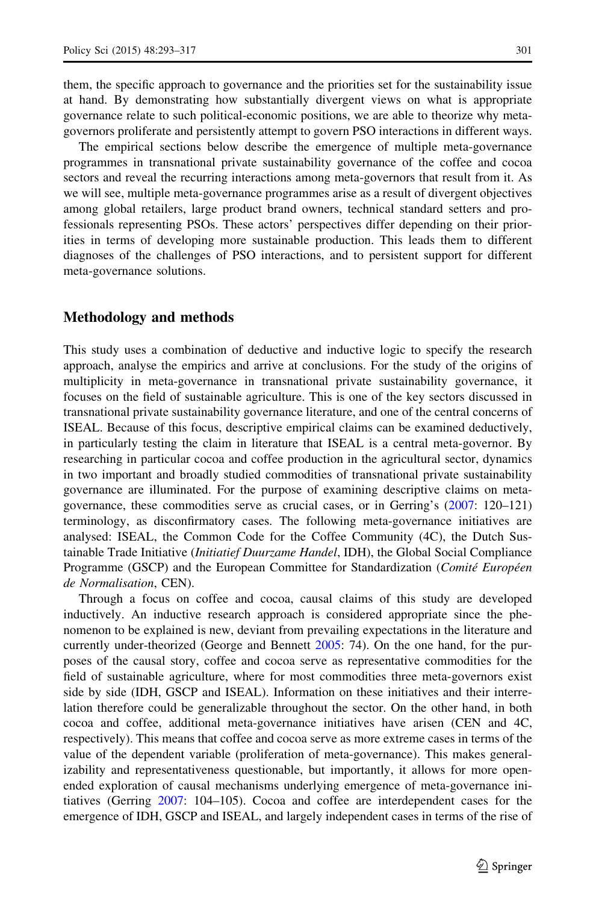them, the specific approach to governance and the priorities set for the sustainability issue at hand. By demonstrating how substantially divergent views on what is appropriate governance relate to such political-economic positions, we are able to theorize why meta-governors proliferate and persistently attempt to govern PSO interactions in different ways.

The empirical sections below describe the emergence of multiple meta-governance programmes in transnational private sustainability governance of the coffee and cocoa sectors and reveal the recurring interactions among meta-governors that result from it. As we will see, multiple meta-governance programmes arise as a result of divergent objectives among global retailers, large product brand owners, technical standard setters and professionals representing PSOs. These actors' perspectives differ depending on their priorities in terms of developing more sustainable production. This leads them to different diagnoses of the challenges of PSO interactions, and to persistent support for different meta-governance solutions.

## Methodology and methods

This study uses a combination of deductive and inductive logic to specify the research approach, analyse the empirics and arrive at conclusions. For the study of the origins of multiplicity in meta-governance in transnational private sustainability governance, it focuses on the field of sustainable agriculture. This is one of the key sectors discussed in transnational private sustainability governance literature, and one of the central concerns of ISEAL. Because of this focus, descriptive empirical claims can be examined deductively, in particular testing the claim in literature that ISEAL is a central meta-governor. By researching in particular cocoa and coffee production in the agricultural sector, dynamics in two important and broadly studied commodities of transnational private sustainability governance are illuminated. For the purpose of examining descriptive claims on meta-governance, these commodities serve as crucial cases, or in Gerring's (2007: 120–121) terminology, as disconfirmatory cases. The following meta-governance initiatives are analysed: ISEAL, the Common Code for the Coffee Community (4C), the Dutch Sustainable Trade Initiative (*Initiatief Duurzame Handel*, IDH), the Global Social Compliance Programme (GSCP) and the European Committee for Standardization (*Comité Européen de Normalisation*, CEN).

Through a focus on coffee and cocoa, causal claims of this study are developed inductively. An inductive research approach is considered appropriate since the phenomenon to be explained is new, deviant from prevailing expectations in the literature and currently under-theorized (George and Bennett 2005: 74). On the one hand, for the purposes of the causal story, coffee and cocoa serve as representative commodities for the field of sustainable agriculture, where for most commodities three meta-governors exist side by side (IDH, GSCP and ISEAL). Information on these initiatives and their interrelation therefore could be generalizable throughout the sector. On the other hand, in both cocoa and coffee, additional meta-governance initiatives have arisen (CEN and 4C, respectively). This means that coffee and cocoa serve as more extreme cases in terms of the value of the dependent variable (proliferation of meta-governance). This makes generalizability and representativeness questionable, but importantly, it allows for more open-ended exploration of causal mechanisms underlying emergence of meta-governance initiatives (Gerring 2007: 104–105). Cocoa and coffee are interdependent cases for the emergence of IDH, GSCP and ISEAL, and largely independent cases in terms of the rise of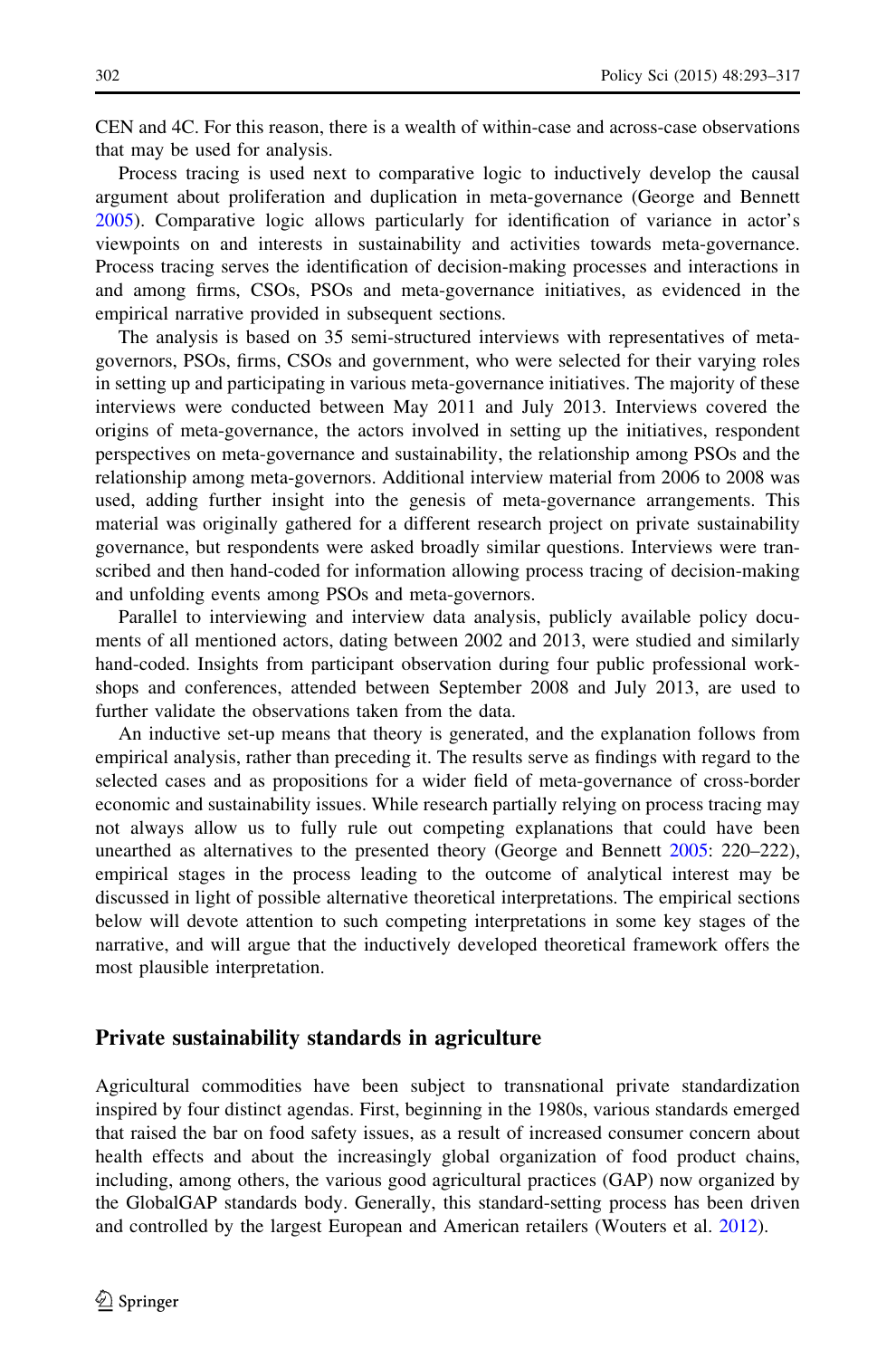CEN and 4C. For this reason, there is a wealth of within-case and across-case observations that may be used for analysis.

Process tracing is used next to comparative logic to inductively develop the causal argument about proliferation and duplication in meta-governance (George and Bennett 2005). Comparative logic allows particularly for identification of variance in actor's viewpoints on and interests in sustainability and activities towards meta-governance. Process tracing serves the identification of decision-making processes and interactions in and among firms, CSOs, PSOs and meta-governance initiatives, as evidenced in the empirical narrative provided in subsequent sections.

The analysis is based on 35 semi-structured interviews with representatives of meta-governors, PSOs, firms, CSOs and government, who were selected for their varying roles in setting up and participating in various meta-governance initiatives. The majority of these interviews were conducted between May 2011 and July 2013. Interviews covered the origins of meta-governance, the actors involved in setting up the initiatives, respondent perspectives on meta-governance and sustainability, the relationship among PSOs and the relationship among meta-governors. Additional interview material from 2006 to 2008 was used, adding further insight into the genesis of meta-governance arrangements. This material was originally gathered for a different research project on private sustainability governance, but respondents were asked broadly similar questions. Interviews were transcribed and then hand-coded for information allowing process tracing of decision-making and unfolding events among PSOs and meta-governors.

Parallel to interviewing and interview data analysis, publicly available policy documents of all mentioned actors, dating between 2002 and 2013, were studied and similarly hand-coded. Insights from participant observation during four public professional workshops and conferences, attended between September 2008 and July 2013, are used to further validate the observations taken from the data.

An inductive set-up means that theory is generated, and the explanation follows from empirical analysis, rather than preceding it. The results serve as findings with regard to the selected cases and as propositions for a wider field of meta-governance of cross-border economic and sustainability issues. While research partially relying on process tracing may not always allow us to fully rule out competing explanations that could have been unearthed as alternatives to the presented theory (George and Bennett 2005: 220–222), empirical stages in the process leading to the outcome of analytical interest may be discussed in light of possible alternative theoretical interpretations. The empirical sections below will devote attention to such competing interpretations in some key stages of the narrative, and will argue that the inductively developed theoretical framework offers the most plausible interpretation.

## Private sustainability standards in agriculture

Agricultural commodities have been subject to transnational private standardization inspired by four distinct agendas. First, beginning in the 1980s, various standards emerged that raised the bar on food safety issues, as a result of increased consumer concern about health effects and about the increasingly global organization of food product chains, including, among others, the various good agricultural practices (GAP) now organized by the GlobalGAP standards body. Generally, this standard-setting process has been driven and controlled by the largest European and American retailers (Wouters et al. 2012).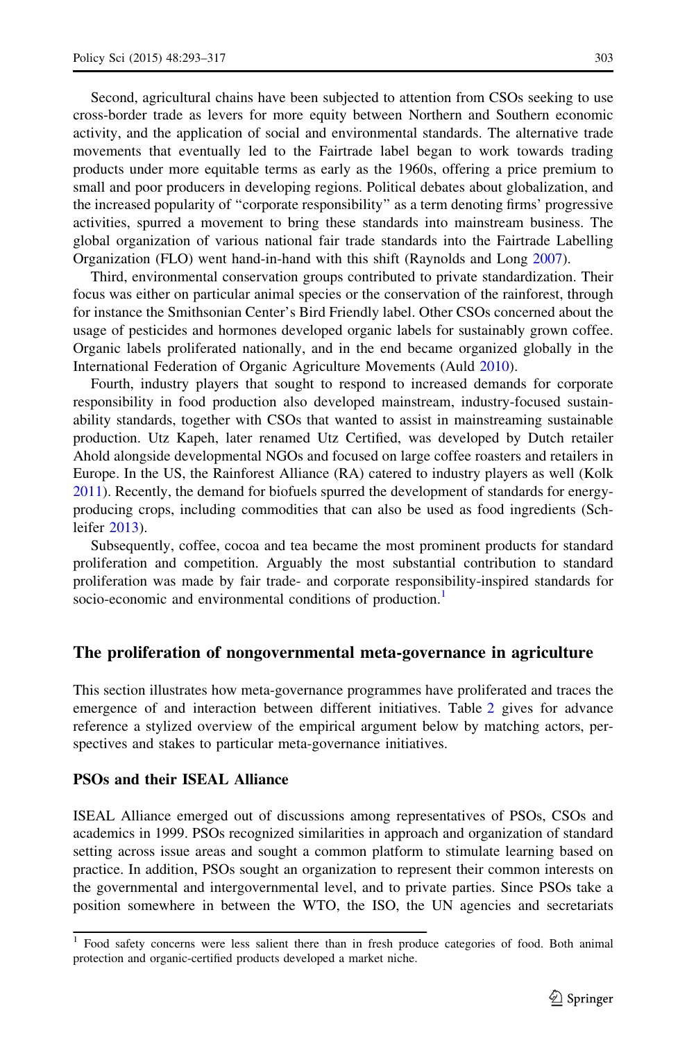Second, agricultural chains have been subjected to attention from CSOs seeking to use cross-border trade as levers for more equity between Northern and Southern economic activity, and the application of social and environmental standards. The alternative trade movements that eventually led to the Fairtrade label began to work towards trading products under more equitable terms as early as the 1960s, offering a price premium to small and poor producers in developing regions. Political debates about globalization, and the increased popularity of "corporate responsibility" as a term denoting firms' progressive activities, spurred a movement to bring these standards into mainstream business. The global organization of various national fair trade standards into the Fairtrade Labelling Organization (FLO) went hand-in-hand with this shift (Raynolds and Long 2007).

Third, environmental conservation groups contributed to private standardization. Their focus was either on particular animal species or the conservation of the rainforest, through for instance the Smithsonian Center's Bird Friendly label. Other CSOs concerned about the usage of pesticides and hormones developed organic labels for sustainably grown coffee. Organic labels proliferated nationally, and in the end became organized globally in the International Federation of Organic Agriculture Movements (Auld 2010).

Fourth, industry players that sought to respond to increased demands for corporate responsibility in food production also developed mainstream, industry-focused sustainability standards, together with CSOs that wanted to assist in mainstreaming sustainable production. Utz Kapeh, later renamed Utz Certified, was developed by Dutch retailer Ahold alongside developmental NGOs and focused on large coffee roasters and retailers in Europe. In the US, the Rainforest Alliance (RA) catered to industry players as well (Kolk 2011). Recently, the demand for biofuels spurred the development of standards for energy-producing crops, including commodities that can also be used as food ingredients (Schleifer 2013).

Subsequently, coffee, cocoa and tea became the most prominent products for standard proliferation and competition. Arguably the most substantial contribution to standard proliferation was made by fair trade- and corporate responsibility-inspired standards for socio-economic and environmental conditions of production.[1]

## The proliferation of nongovernmental meta-governance in agriculture

This section illustrates how meta-governance programmes have proliferated and traces the emergence of and interaction between different initiatives. Table 2 gives for advance reference a stylized overview of the empirical argument below by matching actors, perspectives and stakes to particular meta-governance initiatives.

### PSOs and their ISEAL Alliance

ISEAL Alliance emerged out of discussions among representatives of PSOs, CSOs and academics in 1999. PSOs recognized similarities in approach and organization of standard setting across issue areas and sought a common platform to stimulate learning based on practice. In addition, PSOs sought an organization to represent their common interests on the governmental and intergovernmental level, and to private parties. Since PSOs take a position somewhere in between the WTO, the ISO, the UN agencies and secretariats

[1] Food safety concerns were less salient there than in fresh produce categories of food. Both animal protection and organic-certified products developed a market niche.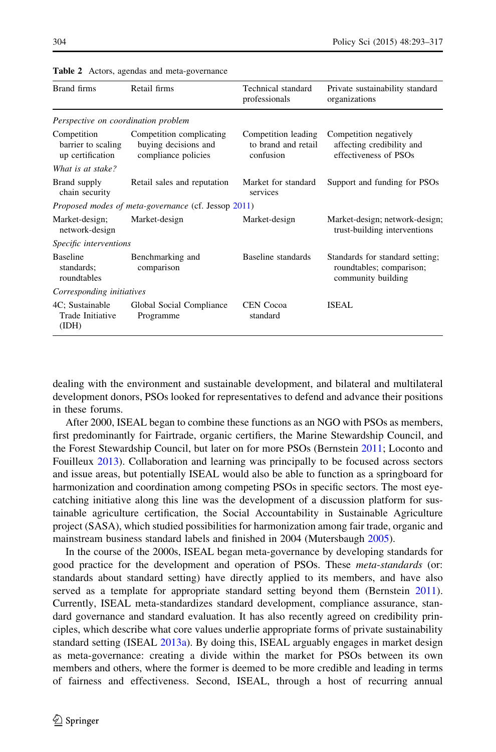**Table 2** Actors, agendas and meta-governance

| Brand firms | Retail firms | Technical standard professionals | Private sustainability standard organizations |
|---|---|---|---|
| *Perspective on coordination problem* | | | |
| Competition barrier to scaling up certification | Competition complicating buying decisions and compliance policies | Competition leading to brand and retail confusion | Competition negatively affecting credibility and effectiveness of PSOs |
| *What is at stake?* | | | |
| Brand supply chain security | Retail sales and reputation | Market for standard services | Support and funding for PSOs |
| *Proposed modes of meta-governance* (cf. Jessop 2011) | | | |
| Market-design; network-design | Market-design | Market-design | Market-design; network-design; trust-building interventions |
| *Specific interventions* | | | |
| Baseline standards; roundtables | Benchmarking and comparison | Baseline standards | Standards for standard setting; roundtables; comparison; community building |
| *Corresponding initiatives* | | | |
| 4C; Sustainable Trade Initiative (IDH) | Global Social Compliance Programme | CEN Cocoa standard | ISEAL |

dealing with the environment and sustainable development, and bilateral and multilateral development donors, PSOs looked for representatives to defend and advance their positions in these forums.

After 2000, ISEAL began to combine these functions as an NGO with PSOs as members, first predominantly for Fairtrade, organic certifiers, the Marine Stewardship Council, and the Forest Stewardship Council, but later on for more PSOs (Bernstein 2011; Loconto and Fouilleux 2013). Collaboration and learning was principally to be focused across sectors and issue areas, but potentially ISEAL would also be able to function as a springboard for harmonization and coordination among competing PSOs in specific sectors. The most eye-catching initiative along this line was the development of a discussion platform for sustainable agriculture certification, the Social Accountability in Sustainable Agriculture project (SASA), which studied possibilities for harmonization among fair trade, organic and mainstream business standard labels and finished in 2004 (Mutersbaugh 2005).

In the course of the 2000s, ISEAL began meta-governance by developing standards for good practice for the development and operation of PSOs. These *meta-standards* (or: standards about standard setting) have directly applied to its members, and have also served as a template for appropriate standard setting beyond them (Bernstein 2011). Currently, ISEAL meta-standardizes standard development, compliance assurance, standard governance and standard evaluation. It has also recently agreed on credibility principles, which describe what core values underlie appropriate forms of private sustainability standard setting (ISEAL 2013a). By doing this, ISEAL arguably engages in market design as meta-governance: creating a divide within the market for PSOs between its own members and others, where the former is deemed to be more credible and leading in terms of fairness and effectiveness. Second, ISEAL, through a host of recurring annual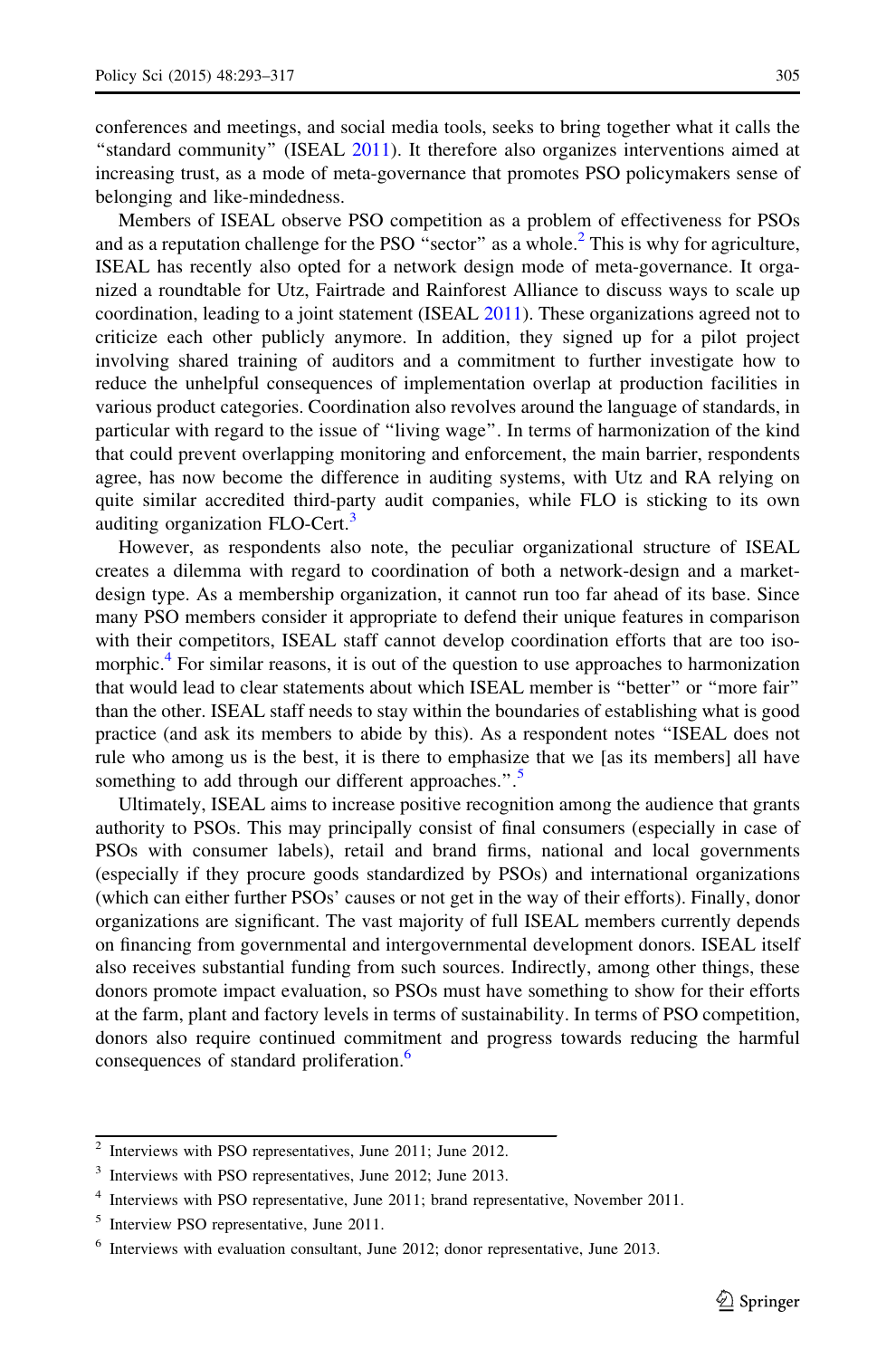conferences and meetings, and social media tools, seeks to bring together what it calls the "standard community" (ISEAL 2011). It therefore also organizes interventions aimed at increasing trust, as a mode of meta-governance that promotes PSO policymakers sense of belonging and like-mindedness.

Members of ISEAL observe PSO competition as a problem of effectiveness for PSOs and as a reputation challenge for the PSO "sector" as a whole.[2] This is why for agriculture, ISEAL has recently also opted for a network design mode of meta-governance. It organized a roundtable for Utz, Fairtrade and Rainforest Alliance to discuss ways to scale up coordination, leading to a joint statement (ISEAL 2011). These organizations agreed not to criticize each other publicly anymore. In addition, they signed up for a pilot project involving shared training of auditors and a commitment to further investigate how to reduce the unhelpful consequences of implementation overlap at production facilities in various product categories. Coordination also revolves around the language of standards, in particular with regard to the issue of "living wage". In terms of harmonization of the kind that could prevent overlapping monitoring and enforcement, the main barrier, respondents agree, has now become the difference in auditing systems, with Utz and RA relying on quite similar accredited third-party audit companies, while FLO is sticking to its own auditing organization FLO-Cert.[3]

However, as respondents also note, the peculiar organizational structure of ISEAL creates a dilemma with regard to coordination of both a network-design and a market-design type. As a membership organization, it cannot run too far ahead of its base. Since many PSO members consider it appropriate to defend their unique features in comparison with their competitors, ISEAL staff cannot develop coordination efforts that are too isomorphic.[4] For similar reasons, it is out of the question to use approaches to harmonization that would lead to clear statements about which ISEAL member is "better" or "more fair" than the other. ISEAL staff needs to stay within the boundaries of establishing what is good practice (and ask its members to abide by this). As a respondent notes "ISEAL does not rule who among us is the best, it is there to emphasize that we [as its members] all have something to add through our different approaches.".[5]

Ultimately, ISEAL aims to increase positive recognition among the audience that grants authority to PSOs. This may principally consist of final consumers (especially in case of PSOs with consumer labels), retail and brand firms, national and local governments (especially if they procure goods standardized by PSOs) and international organizations (which can either further PSOs' causes or not get in the way of their efforts). Finally, donor organizations are significant. The vast majority of full ISEAL members currently depends on financing from governmental and intergovernmental development donors. ISEAL itself also receives substantial funding from such sources. Indirectly, among other things, these donors promote impact evaluation, so PSOs must have something to show for their efforts at the farm, plant and factory levels in terms of sustainability. In terms of PSO competition, donors also require continued commitment and progress towards reducing the harmful consequences of standard proliferation.[6]

---

[2] Interviews with PSO representatives, June 2011; June 2012.

[3] Interviews with PSO representatives, June 2012; June 2013.

[4] Interviews with PSO representative, June 2011; brand representative, November 2011.

[5] Interview PSO representative, June 2011.

[6] Interviews with evaluation consultant, June 2012; donor representative, June 2013.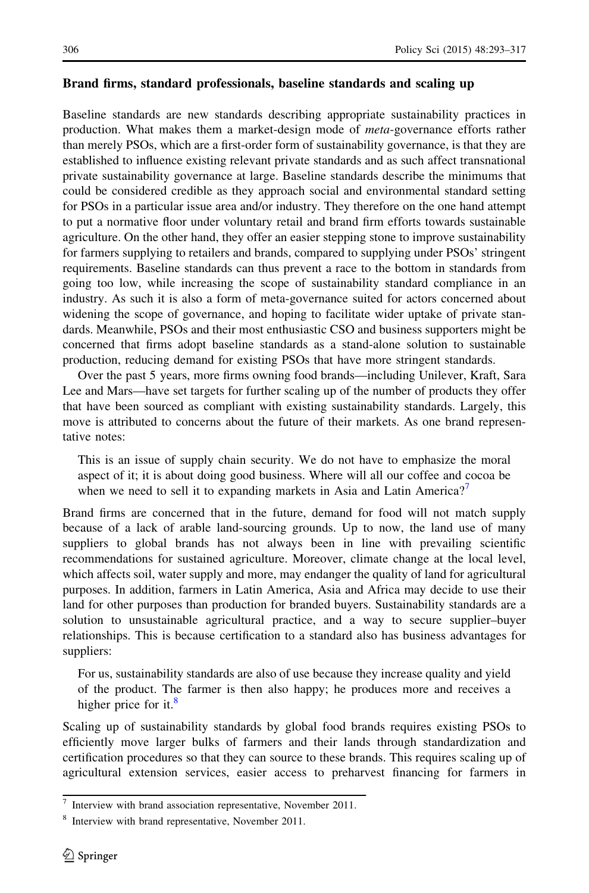### Brand firms, standard professionals, baseline standards and scaling up

Baseline standards are new standards describing appropriate sustainability practices in production. What makes them a market-design mode of *meta*-governance efforts rather than merely PSOs, which are a first-order form of sustainability governance, is that they are established to influence existing relevant private standards and as such affect transnational private sustainability governance at large. Baseline standards describe the minimums that could be considered credible as they approach social and environmental standard setting for PSOs in a particular issue area and/or industry. They therefore on the one hand attempt to put a normative floor under voluntary retail and brand firm efforts towards sustainable agriculture. On the other hand, they offer an easier stepping stone to improve sustainability for farmers supplying to retailers and brands, compared to supplying under PSOs' stringent requirements. Baseline standards can thus prevent a race to the bottom in standards from going too low, while increasing the scope of sustainability standard compliance in an industry. As such it is also a form of meta-governance suited for actors concerned about widening the scope of governance, and hoping to facilitate wider uptake of private standards. Meanwhile, PSOs and their most enthusiastic CSO and business supporters might be concerned that firms adopt baseline standards as a stand-alone solution to sustainable production, reducing demand for existing PSOs that have more stringent standards.

Over the past 5 years, more firms owning food brands—including Unilever, Kraft, Sara Lee and Mars—have set targets for further scaling up of the number of products they offer that have been sourced as compliant with existing sustainability standards. Largely, this move is attributed to concerns about the future of their markets. As one brand representative notes:

> This is an issue of supply chain security. We do not have to emphasize the moral aspect of it; it is about doing good business. Where will all our coffee and cocoa be when we need to sell it to expanding markets in Asia and Latin America?[7]

Brand firms are concerned that in the future, demand for food will not match supply because of a lack of arable land-sourcing grounds. Up to now, the land use of many suppliers to global brands has not always been in line with prevailing scientific recommendations for sustained agriculture. Moreover, climate change at the local level, which affects soil, water supply and more, may endanger the quality of land for agricultural purposes. In addition, farmers in Latin America, Asia and Africa may decide to use their land for other purposes than production for branded buyers. Sustainability standards are a solution to unsustainable agricultural practice, and a way to secure supplier–buyer relationships. This is because certification to a standard also has business advantages for suppliers:

> For us, sustainability standards are also of use because they increase quality and yield of the product. The farmer is then also happy; he produces more and receives a higher price for it.[8]

Scaling up of sustainability standards by global food brands requires existing PSOs to efficiently move larger bulks of farmers and their lands through standardization and certification procedures so that they can source to these brands. This requires scaling up of agricultural extension services, easier access to preharvest financing for farmers in

[7] Interview with brand association representative, November 2011.

[8] Interview with brand representative, November 2011.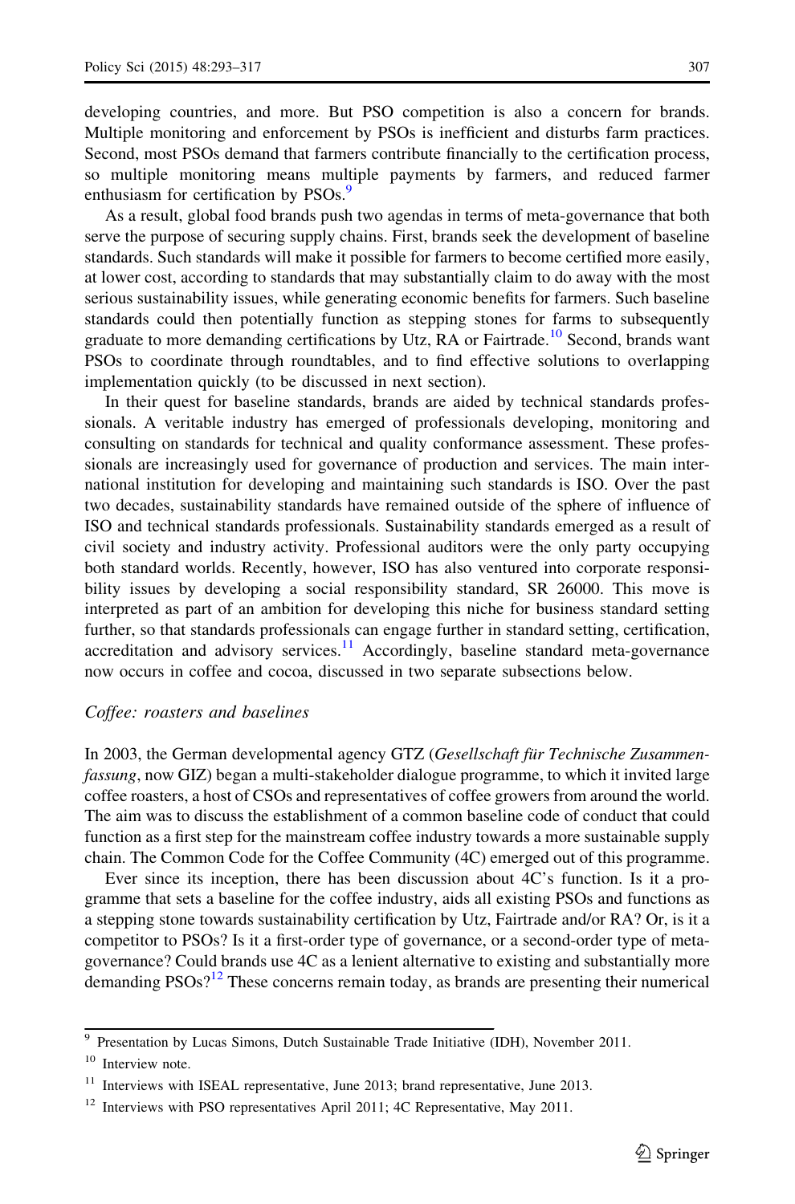developing countries, and more. But PSO competition is also a concern for brands. Multiple monitoring and enforcement by PSOs is inefficient and disturbs farm practices. Second, most PSOs demand that farmers contribute financially to the certification process, so multiple monitoring means multiple payments by farmers, and reduced farmer enthusiasm for certification by PSOs.[9]

As a result, global food brands push two agendas in terms of meta-governance that both serve the purpose of securing supply chains. First, brands seek the development of baseline standards. Such standards will make it possible for farmers to become certified more easily, at lower cost, according to standards that may substantially claim to do away with the most serious sustainability issues, while generating economic benefits for farmers. Such baseline standards could then potentially function as stepping stones for farms to subsequently graduate to more demanding certifications by Utz, RA or Fairtrade.[10] Second, brands want PSOs to coordinate through roundtables, and to find effective solutions to overlapping implementation quickly (to be discussed in next section).

In their quest for baseline standards, brands are aided by technical standards professionals. A veritable industry has emerged of professionals developing, monitoring and consulting on standards for technical and quality conformance assessment. These professionals are increasingly used for governance of production and services. The main international institution for developing and maintaining such standards is ISO. Over the past two decades, sustainability standards have remained outside of the sphere of influence of ISO and technical standards professionals. Sustainability standards emerged as a result of civil society and industry activity. Professional auditors were the only party occupying both standard worlds. Recently, however, ISO has also ventured into corporate responsibility issues by developing a social responsibility standard, SR 26000. This move is interpreted as part of an ambition for developing this niche for business standard setting further, so that standards professionals can engage further in standard setting, certification, accreditation and advisory services.[11] Accordingly, baseline standard meta-governance now occurs in coffee and cocoa, discussed in two separate subsections below.

### *Coffee: roasters and baselines*

In 2003, the German developmental agency GTZ (*Gesellschaft für Technische Zusammenfassung*, now GIZ) began a multi-stakeholder dialogue programme, to which it invited large coffee roasters, a host of CSOs and representatives of coffee growers from around the world. The aim was to discuss the establishment of a common baseline code of conduct that could function as a first step for the mainstream coffee industry towards a more sustainable supply chain. The Common Code for the Coffee Community (4C) emerged out of this programme.

Ever since its inception, there has been discussion about 4C's function. Is it a programme that sets a baseline for the coffee industry, aids all existing PSOs and functions as a stepping stone towards sustainability certification by Utz, Fairtrade and/or RA? Or, is it a competitor to PSOs? Is it a first-order type of governance, or a second-order type of meta-governance? Could brands use 4C as a lenient alternative to existing and substantially more demanding PSOs?[12] These concerns remain today, as brands are presenting their numerical

---

[9] Presentation by Lucas Simons, Dutch Sustainable Trade Initiative (IDH), November 2011.

[10] Interview note.

[11] Interviews with ISEAL representative, June 2013; brand representative, June 2013.

[12] Interviews with PSO representatives April 2011; 4C Representative, May 2011.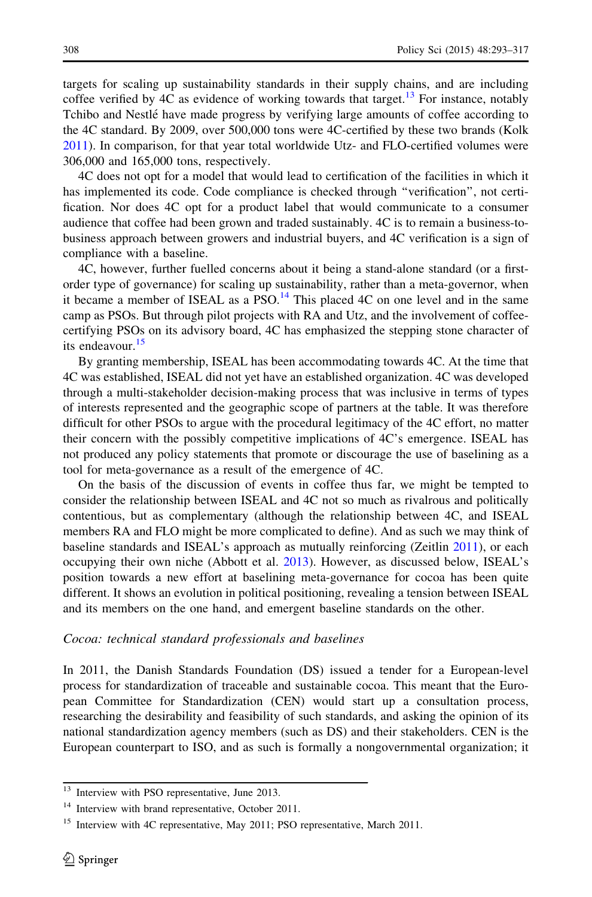targets for scaling up sustainability standards in their supply chains, and are including coffee verified by 4C as evidence of working towards that target.[13] For instance, notably Tchibo and Nestlé have made progress by verifying large amounts of coffee according to the 4C standard. By 2009, over 500,000 tons were 4C-certified by these two brands (Kolk 2011). In comparison, for that year total worldwide Utz- and FLO-certified volumes were 306,000 and 165,000 tons, respectively.

4C does not opt for a model that would lead to certification of the facilities in which it has implemented its code. Code compliance is checked through "verification", not certification. Nor does 4C opt for a product label that would communicate to a consumer audience that coffee had been grown and traded sustainably. 4C is to remain a business-to-business approach between growers and industrial buyers, and 4C verification is a sign of compliance with a baseline.

4C, however, further fuelled concerns about it being a stand-alone standard (or a first-order type of governance) for scaling up sustainability, rather than a meta-governor, when it became a member of ISEAL as a PSO.[14] This placed 4C on one level and in the same camp as PSOs. But through pilot projects with RA and Utz, and the involvement of coffee-certifying PSOs on its advisory board, 4C has emphasized the stepping stone character of its endeavour.[15]

By granting membership, ISEAL has been accommodating towards 4C. At the time that 4C was established, ISEAL did not yet have an established organization. 4C was developed through a multi-stakeholder decision-making process that was inclusive in terms of types of interests represented and the geographic scope of partners at the table. It was therefore difficult for other PSOs to argue with the procedural legitimacy of the 4C effort, no matter their concern with the possibly competitive implications of 4C's emergence. ISEAL has not produced any policy statements that promote or discourage the use of baselining as a tool for meta-governance as a result of the emergence of 4C.

On the basis of the discussion of events in coffee thus far, we might be tempted to consider the relationship between ISEAL and 4C not so much as rivalrous and politically contentious, but as complementary (although the relationship between 4C, and ISEAL members RA and FLO might be more complicated to define). And as such we may think of baseline standards and ISEAL's approach as mutually reinforcing (Zeitlin 2011), or each occupying their own niche (Abbott et al. 2013). However, as discussed below, ISEAL's position towards a new effort at baselining meta-governance for cocoa has been quite different. It shows an evolution in political positioning, revealing a tension between ISEAL and its members on the one hand, and emergent baseline standards on the other.

*Cocoa: technical standard professionals and baselines*

In 2011, the Danish Standards Foundation (DS) issued a tender for a European-level process for standardization of traceable and sustainable cocoa. This meant that the European Committee for Standardization (CEN) would start up a consultation process, researching the desirability and feasibility of such standards, and asking the opinion of its national standardization agency members (such as DS) and their stakeholders. CEN is the European counterpart to ISO, and as such is formally a nongovernmental organization; it

---

[13] Interview with PSO representative, June 2013.

[14] Interview with brand representative, October 2011.

[15] Interview with 4C representative, May 2011; PSO representative, March 2011.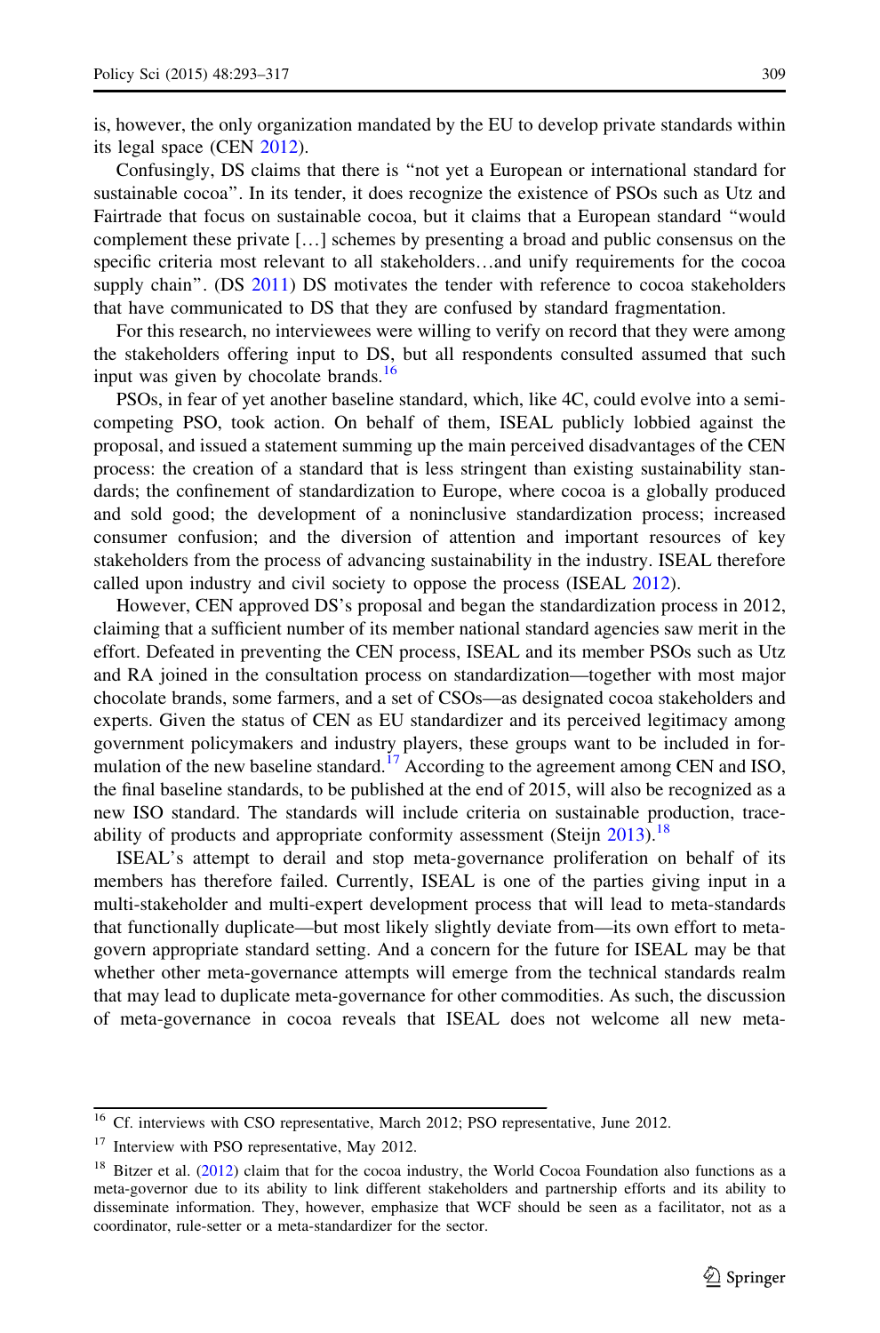is, however, the only organization mandated by the EU to develop private standards within its legal space (CEN 2012).

Confusingly, DS claims that there is "not yet a European or international standard for sustainable cocoa". In its tender, it does recognize the existence of PSOs such as Utz and Fairtrade that focus on sustainable cocoa, but it claims that a European standard "would complement these private […] schemes by presenting a broad and public consensus on the specific criteria most relevant to all stakeholders…and unify requirements for the cocoa supply chain". (DS 2011) DS motivates the tender with reference to cocoa stakeholders that have communicated to DS that they are confused by standard fragmentation.

For this research, no interviewees were willing to verify on record that they were among the stakeholders offering input to DS, but all respondents consulted assumed that such input was given by chocolate brands.[16]

PSOs, in fear of yet another baseline standard, which, like 4C, could evolve into a semi-competing PSO, took action. On behalf of them, ISEAL publicly lobbied against the proposal, and issued a statement summing up the main perceived disadvantages of the CEN process: the creation of a standard that is less stringent than existing sustainability standards; the confinement of standardization to Europe, where cocoa is a globally produced and sold good; the development of a noninclusive standardization process; increased consumer confusion; and the diversion of attention and important resources of key stakeholders from the process of advancing sustainability in the industry. ISEAL therefore called upon industry and civil society to oppose the process (ISEAL 2012).

However, CEN approved DS's proposal and began the standardization process in 2012, claiming that a sufficient number of its member national standard agencies saw merit in the effort. Defeated in preventing the CEN process, ISEAL and its member PSOs such as Utz and RA joined in the consultation process on standardization—together with most major chocolate brands, some farmers, and a set of CSOs—as designated cocoa stakeholders and experts. Given the status of CEN as EU standardizer and its perceived legitimacy among government policymakers and industry players, these groups want to be included in formulation of the new baseline standard.[17] According to the agreement among CEN and ISO, the final baseline standards, to be published at the end of 2015, will also be recognized as a new ISO standard. The standards will include criteria on sustainable production, traceability of products and appropriate conformity assessment (Steijn 2013).[18]

ISEAL's attempt to derail and stop meta-governance proliferation on behalf of its members has therefore failed. Currently, ISEAL is one of the parties giving input in a multi-stakeholder and multi-expert development process that will lead to meta-standards that functionally duplicate—but most likely slightly deviate from—its own effort to meta-govern appropriate standard setting. And a concern for the future for ISEAL may be that whether other meta-governance attempts will emerge from the technical standards realm that may lead to duplicate meta-governance for other commodities. As such, the discussion of meta-governance in cocoa reveals that ISEAL does not welcome all new meta-

---

[16] Cf. interviews with CSO representative, March 2012; PSO representative, June 2012.

[17] Interview with PSO representative, May 2012.

[18] Bitzer et al. (2012) claim that for the cocoa industry, the World Cocoa Foundation also functions as a meta-governor due to its ability to link different stakeholders and partnership efforts and its ability to disseminate information. They, however, emphasize that WCF should be seen as a facilitator, not as a coordinator, rule-setter or a meta-standardizer for the sector.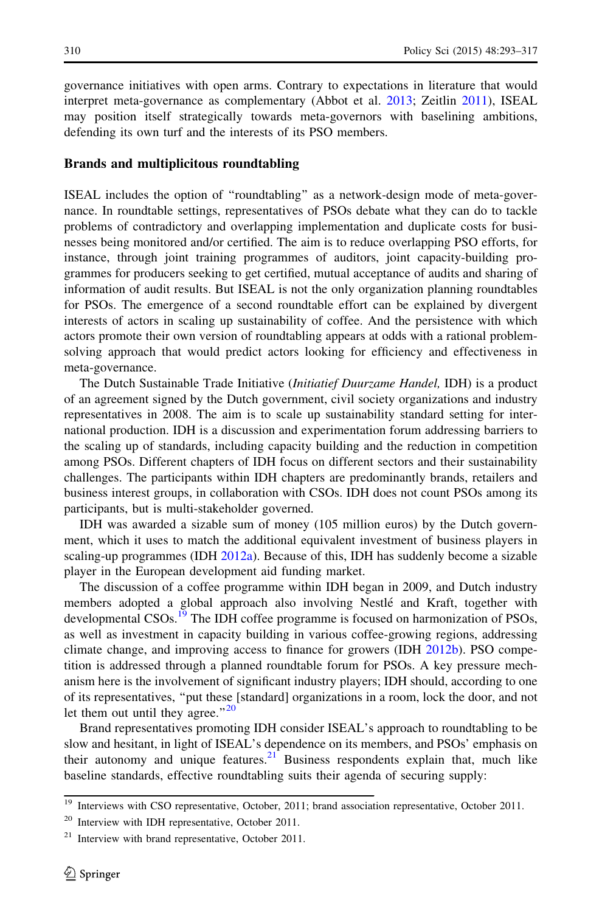governance initiatives with open arms. Contrary to expectations in literature that would interpret meta-governance as complementary (Abbot et al. 2013; Zeitlin 2011), ISEAL may position itself strategically towards meta-governors with baselining ambitions, defending its own turf and the interests of its PSO members.

## Brands and multiplicitous roundtabling

ISEAL includes the option of "roundtabling" as a network-design mode of meta-governance. In roundtable settings, representatives of PSOs debate what they can do to tackle problems of contradictory and overlapping implementation and duplicate costs for businesses being monitored and/or certified. The aim is to reduce overlapping PSO efforts, for instance, through joint training programmes of auditors, joint capacity-building programmes for producers seeking to get certified, mutual acceptance of audits and sharing of information of audit results. But ISEAL is not the only organization planning roundtables for PSOs. The emergence of a second roundtable effort can be explained by divergent interests of actors in scaling up sustainability of coffee. And the persistence with which actors promote their own version of roundtabling appears at odds with a rational problem-solving approach that would predict actors looking for efficiency and effectiveness in meta-governance.

The Dutch Sustainable Trade Initiative (*Initiatief Duurzame Handel,* IDH) is a product of an agreement signed by the Dutch government, civil society organizations and industry representatives in 2008. The aim is to scale up sustainability standard setting for international production. IDH is a discussion and experimentation forum addressing barriers to the scaling up of standards, including capacity building and the reduction in competition among PSOs. Different chapters of IDH focus on different sectors and their sustainability challenges. The participants within IDH chapters are predominantly brands, retailers and business interest groups, in collaboration with CSOs. IDH does not count PSOs among its participants, but is multi-stakeholder governed.

IDH was awarded a sizable sum of money (105 million euros) by the Dutch government, which it uses to match the additional equivalent investment of business players in scaling-up programmes (IDH 2012a). Because of this, IDH has suddenly become a sizable player in the European development aid funding market.

The discussion of a coffee programme within IDH began in 2009, and Dutch industry members adopted a global approach also involving Nestlé and Kraft, together with developmental CSOs.[19] The IDH coffee programme is focused on harmonization of PSOs, as well as investment in capacity building in various coffee-growing regions, addressing climate change, and improving access to finance for growers (IDH 2012b). PSO competition is addressed through a planned roundtable forum for PSOs. A key pressure mechanism here is the involvement of significant industry players; IDH should, according to one of its representatives, "put these [standard] organizations in a room, lock the door, and not let them out until they agree."[20]

Brand representatives promoting IDH consider ISEAL's approach to roundtabling to be slow and hesitant, in light of ISEAL's dependence on its members, and PSOs' emphasis on their autonomy and unique features.[21] Business respondents explain that, much like baseline standards, effective roundtabling suits their agenda of securing supply:

---

[19] Interviews with CSO representative, October, 2011; brand association representative, October 2011.

[20] Interview with IDH representative, October 2011.

[21] Interview with brand representative, October 2011.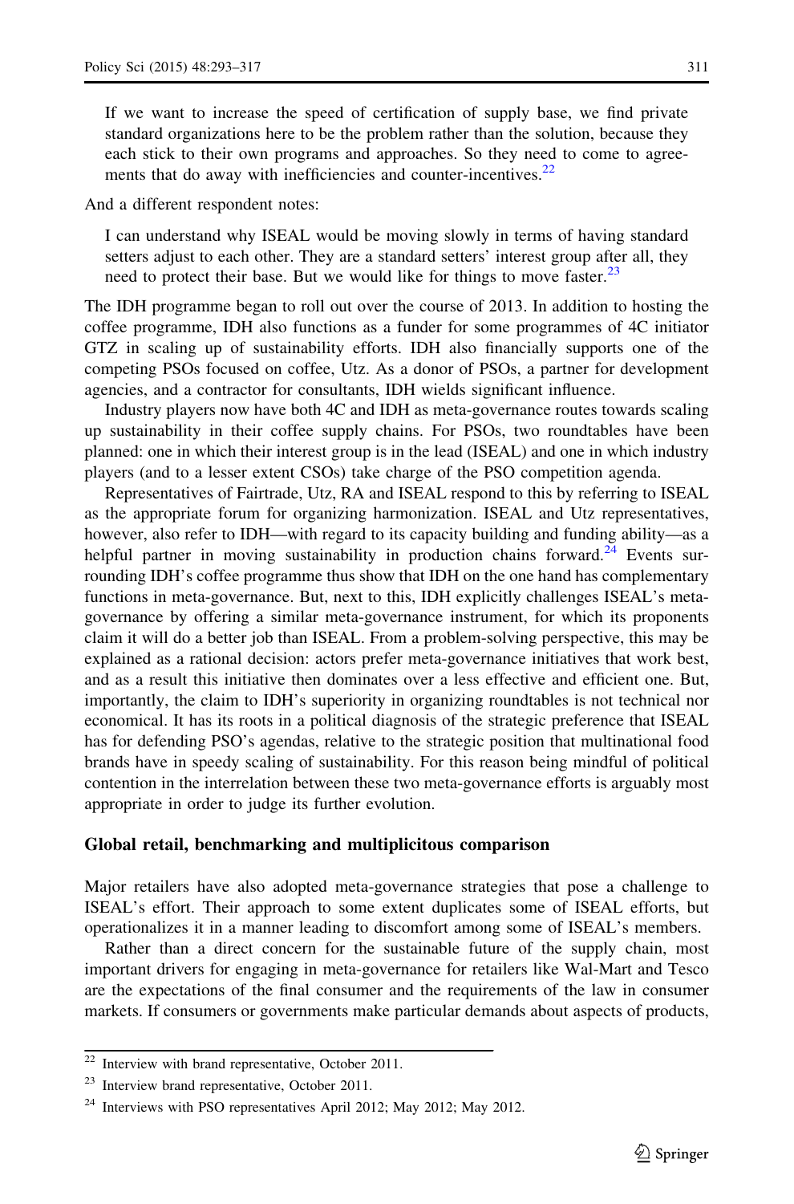> If we want to increase the speed of certification of supply base, we find private standard organizations here to be the problem rather than the solution, because they each stick to their own programs and approaches. So they need to come to agreements that do away with inefficiencies and counter-incentives.[22]

And a different respondent notes:

> I can understand why ISEAL would be moving slowly in terms of having standard setters adjust to each other. They are a standard setters' interest group after all, they need to protect their base. But we would like for things to move faster.[23]

The IDH programme began to roll out over the course of 2013. In addition to hosting the coffee programme, IDH also functions as a funder for some programmes of 4C initiator GTZ in scaling up of sustainability efforts. IDH also financially supports one of the competing PSOs focused on coffee, Utz. As a donor of PSOs, a partner for development agencies, and a contractor for consultants, IDH wields significant influence.

Industry players now have both 4C and IDH as meta-governance routes towards scaling up sustainability in their coffee supply chains. For PSOs, two roundtables have been planned: one in which their interest group is in the lead (ISEAL) and one in which industry players (and to a lesser extent CSOs) take charge of the PSO competition agenda.

Representatives of Fairtrade, Utz, RA and ISEAL respond to this by referring to ISEAL as the appropriate forum for organizing harmonization. ISEAL and Utz representatives, however, also refer to IDH—with regard to its capacity building and funding ability—as a helpful partner in moving sustainability in production chains forward.[24] Events surrounding IDH's coffee programme thus show that IDH on the one hand has complementary functions in meta-governance. But, next to this, IDH explicitly challenges ISEAL's meta-governance by offering a similar meta-governance instrument, for which its proponents claim it will do a better job than ISEAL. From a problem-solving perspective, this may be explained as a rational decision: actors prefer meta-governance initiatives that work best, and as a result this initiative then dominates over a less effective and efficient one. But, importantly, the claim to IDH's superiority in organizing roundtables is not technical nor economical. It has its roots in a political diagnosis of the strategic preference that ISEAL has for defending PSO's agendas, relative to the strategic position that multinational food brands have in speedy scaling of sustainability. For this reason being mindful of political contention in the interrelation between these two meta-governance efforts is arguably most appropriate in order to judge its further evolution.

## Global retail, benchmarking and multiplicitous comparison

Major retailers have also adopted meta-governance strategies that pose a challenge to ISEAL's effort. Their approach to some extent duplicates some of ISEAL efforts, but operationalizes it in a manner leading to discomfort among some of ISEAL's members.

Rather than a direct concern for the sustainable future of the supply chain, most important drivers for engaging in meta-governance for retailers like Wal-Mart and Tesco are the expectations of the final consumer and the requirements of the law in consumer markets. If consumers or governments make particular demands about aspects of products,

---

[22] Interview with brand representative, October 2011.

[23] Interview brand representative, October 2011.

[24] Interviews with PSO representatives April 2012; May 2012; May 2012.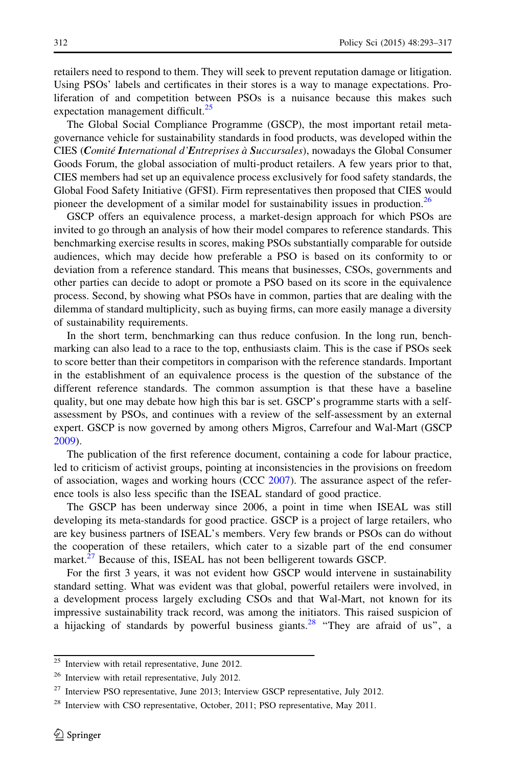retailers need to respond to them. They will seek to prevent reputation damage or litigation. Using PSOs' labels and certificates in their stores is a way to manage expectations. Proliferation of and competition between PSOs is a nuisance because this makes such expectation management difficult.[25]

The Global Social Compliance Programme (GSCP), the most important retail meta-governance vehicle for sustainability standards in food products, was developed within the CIES (***C****omité* ***I****nternational d'****E****ntreprises à* ***S****uccursales*), nowadays the Global Consumer Goods Forum, the global association of multi-product retailers. A few years prior to that, CIES members had set up an equivalence process exclusively for food safety standards, the Global Food Safety Initiative (GFSI). Firm representatives then proposed that CIES would pioneer the development of a similar model for sustainability issues in production.[26]

GSCP offers an equivalence process, a market-design approach for which PSOs are invited to go through an analysis of how their model compares to reference standards. This benchmarking exercise results in scores, making PSOs substantially comparable for outside audiences, which may decide how preferable a PSO is based on its conformity to or deviation from a reference standard. This means that businesses, CSOs, governments and other parties can decide to adopt or promote a PSO based on its score in the equivalence process. Second, by showing what PSOs have in common, parties that are dealing with the dilemma of standard multiplicity, such as buying firms, can more easily manage a diversity of sustainability requirements.

In the short term, benchmarking can thus reduce confusion. In the long run, benchmarking can also lead to a race to the top, enthusiasts claim. This is the case if PSOs seek to score better than their competitors in comparison with the reference standards. Important in the establishment of an equivalence process is the question of the substance of the different reference standards. The common assumption is that these have a baseline quality, but one may debate how high this bar is set. GSCP's programme starts with a self-assessment by PSOs, and continues with a review of the self-assessment by an external expert. GSCP is now governed by among others Migros, Carrefour and Wal-Mart (GSCP 2009).

The publication of the first reference document, containing a code for labour practice, led to criticism of activist groups, pointing at inconsistencies in the provisions on freedom of association, wages and working hours (CCC 2007). The assurance aspect of the reference tools is also less specific than the ISEAL standard of good practice.

The GSCP has been underway since 2006, a point in time when ISEAL was still developing its meta-standards for good practice. GSCP is a project of large retailers, who are key business partners of ISEAL's members. Very few brands or PSOs can do without the cooperation of these retailers, which cater to a sizable part of the end consumer market.[27] Because of this, ISEAL has not been belligerent towards GSCP.

For the first 3 years, it was not evident how GSCP would intervene in sustainability standard setting. What was evident was that global, powerful retailers were involved, in a development process largely excluding CSOs and that Wal-Mart, not known for its impressive sustainability track record, was among the initiators. This raised suspicion of a hijacking of standards by powerful business giants.[28] "They are afraid of us", a

[25] Interview with retail representative, June 2012.

[26] Interview with retail representative, July 2012.

[27] Interview PSO representative, June 2013; Interview GSCP representative, July 2012.

[28] Interview with CSO representative, October, 2011; PSO representative, May 2011.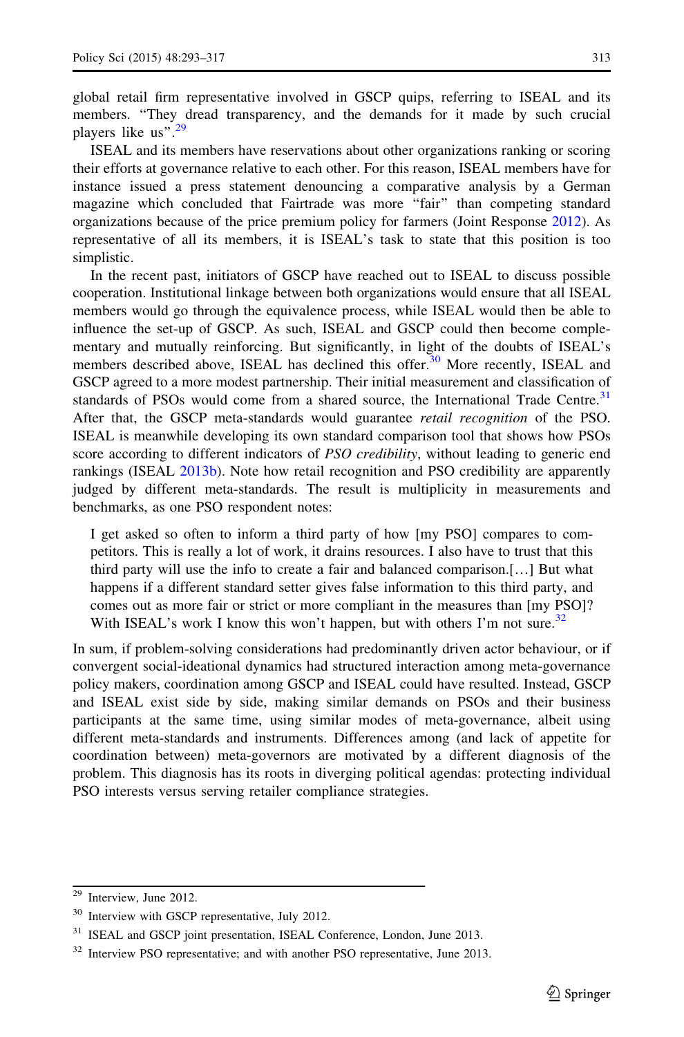global retail firm representative involved in GSCP quips, referring to ISEAL and its members. "They dread transparency, and the demands for it made by such crucial players like us".[29]

ISEAL and its members have reservations about other organizations ranking or scoring their efforts at governance relative to each other. For this reason, ISEAL members have for instance issued a press statement denouncing a comparative analysis by a German magazine which concluded that Fairtrade was more "fair" than competing standard organizations because of the price premium policy for farmers (Joint Response 2012). As representative of all its members, it is ISEAL's task to state that this position is too simplistic.

In the recent past, initiators of GSCP have reached out to ISEAL to discuss possible cooperation. Institutional linkage between both organizations would ensure that all ISEAL members would go through the equivalence process, while ISEAL would then be able to influence the set-up of GSCP. As such, ISEAL and GSCP could then become complementary and mutually reinforcing. But significantly, in light of the doubts of ISEAL's members described above, ISEAL has declined this offer.[30] More recently, ISEAL and GSCP agreed to a more modest partnership. Their initial measurement and classification of standards of PSOs would come from a shared source, the International Trade Centre.[31] After that, the GSCP meta-standards would guarantee *retail recognition* of the PSO. ISEAL is meanwhile developing its own standard comparison tool that shows how PSOs score according to different indicators of *PSO credibility*, without leading to generic end rankings (ISEAL 2013b). Note how retail recognition and PSO credibility are apparently judged by different meta-standards. The result is multiplicity in measurements and benchmarks, as one PSO respondent notes:

> I get asked so often to inform a third party of how [my PSO] compares to competitors. This is really a lot of work, it drains resources. I also have to trust that this third party will use the info to create a fair and balanced comparison.[…] But what happens if a different standard setter gives false information to this third party, and comes out as more fair or strict or more compliant in the measures than [my PSO]? With ISEAL's work I know this won't happen, but with others I'm not sure.[32]

In sum, if problem-solving considerations had predominantly driven actor behaviour, or if convergent social-ideational dynamics had structured interaction among meta-governance policy makers, coordination among GSCP and ISEAL could have resulted. Instead, GSCP and ISEAL exist side by side, making similar demands on PSOs and their business participants at the same time, using similar modes of meta-governance, albeit using different meta-standards and instruments. Differences among (and lack of appetite for coordination between) meta-governors are motivated by a different diagnosis of the problem. This diagnosis has its roots in diverging political agendas: protecting individual PSO interests versus serving retailer compliance strategies.

---

[29] Interview, June 2012.

[30] Interview with GSCP representative, July 2012.

[31] ISEAL and GSCP joint presentation, ISEAL Conference, London, June 2013.

[32] Interview PSO representative; and with another PSO representative, June 2013.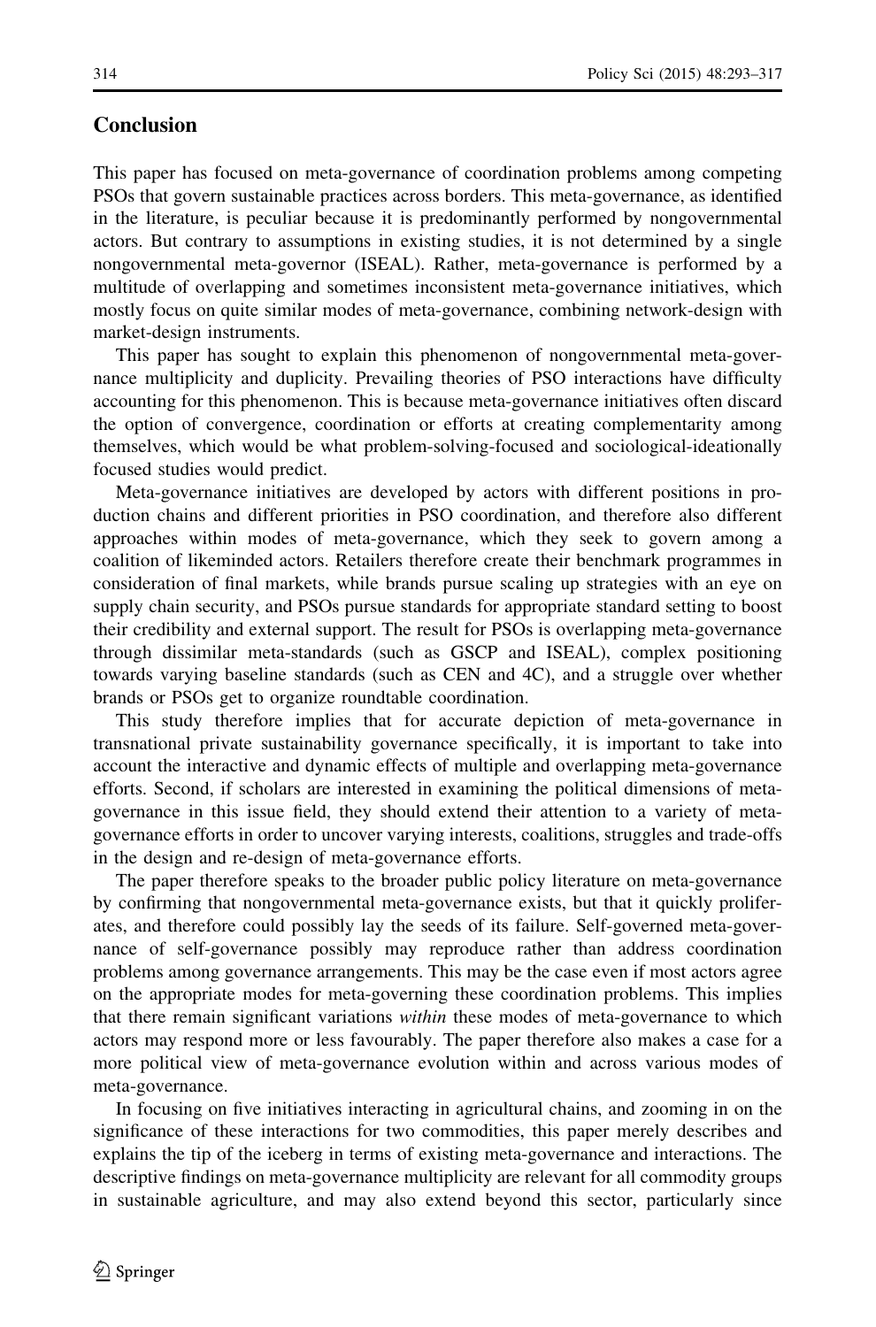## Conclusion

This paper has focused on meta-governance of coordination problems among competing PSOs that govern sustainable practices across borders. This meta-governance, as identified in the literature, is peculiar because it is predominantly performed by nongovernmental actors. But contrary to assumptions in existing studies, it is not determined by a single nongovernmental meta-governor (ISEAL). Rather, meta-governance is performed by a multitude of overlapping and sometimes inconsistent meta-governance initiatives, which mostly focus on quite similar modes of meta-governance, combining network-design with market-design instruments.

This paper has sought to explain this phenomenon of nongovernmental meta-governance multiplicity and duplicity. Prevailing theories of PSO interactions have difficulty accounting for this phenomenon. This is because meta-governance initiatives often discard the option of convergence, coordination or efforts at creating complementarity among themselves, which would be what problem-solving-focused and sociological-ideationally focused studies would predict.

Meta-governance initiatives are developed by actors with different positions in production chains and different priorities in PSO coordination, and therefore also different approaches within modes of meta-governance, which they seek to govern among a coalition of likeminded actors. Retailers therefore create their benchmark programmes in consideration of final markets, while brands pursue scaling up strategies with an eye on supply chain security, and PSOs pursue standards for appropriate standard setting to boost their credibility and external support. The result for PSOs is overlapping meta-governance through dissimilar meta-standards (such as GSCP and ISEAL), complex positioning towards varying baseline standards (such as CEN and 4C), and a struggle over whether brands or PSOs get to organize roundtable coordination.

This study therefore implies that for accurate depiction of meta-governance in transnational private sustainability governance specifically, it is important to take into account the interactive and dynamic effects of multiple and overlapping meta-governance efforts. Second, if scholars are interested in examining the political dimensions of meta-governance in this issue field, they should extend their attention to a variety of meta-governance efforts in order to uncover varying interests, coalitions, struggles and trade-offs in the design and re-design of meta-governance efforts.

The paper therefore speaks to the broader public policy literature on meta-governance by confirming that nongovernmental meta-governance exists, but that it quickly proliferates, and therefore could possibly lay the seeds of its failure. Self-governed meta-governance of self-governance possibly may reproduce rather than address coordination problems among governance arrangements. This may be the case even if most actors agree on the appropriate modes for meta-governing these coordination problems. This implies that there remain significant variations *within* these modes of meta-governance to which actors may respond more or less favourably. The paper therefore also makes a case for a more political view of meta-governance evolution within and across various modes of meta-governance.

In focusing on five initiatives interacting in agricultural chains, and zooming in on the significance of these interactions for two commodities, this paper merely describes and explains the tip of the iceberg in terms of existing meta-governance and interactions. The descriptive findings on meta-governance multiplicity are relevant for all commodity groups in sustainable agriculture, and may also extend beyond this sector, particularly since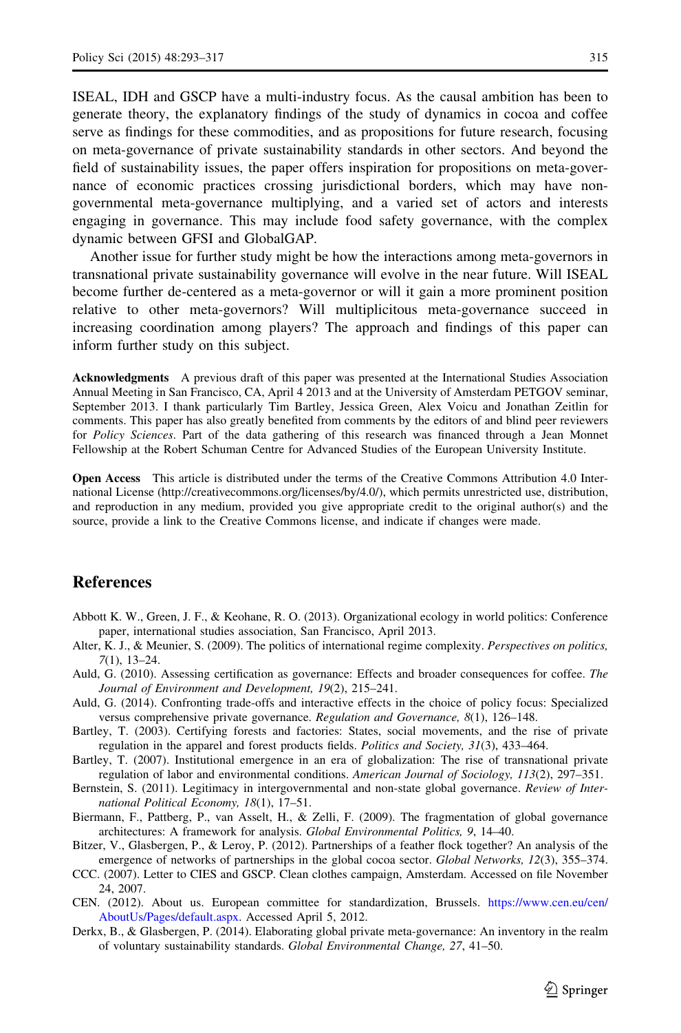ISEAL, IDH and GSCP have a multi-industry focus. As the causal ambition has been to generate theory, the explanatory findings of the study of dynamics in cocoa and coffee serve as findings for these commodities, and as propositions for future research, focusing on meta-governance of private sustainability standards in other sectors. And beyond the field of sustainability issues, the paper offers inspiration for propositions on meta-governance of economic practices crossing jurisdictional borders, which may have non-governmental meta-governance multiplying, and a varied set of actors and interests engaging in governance. This may include food safety governance, with the complex dynamic between GFSI and GlobalGAP.

Another issue for further study might be how the interactions among meta-governors in transnational private sustainability governance will evolve in the near future. Will ISEAL become further de-centered as a meta-governor or will it gain a more prominent position relative to other meta-governors? Will multiplicitous meta-governance succeed in increasing coordination among players? The approach and findings of this paper can inform further study on this subject.

**Acknowledgments** A previous draft of this paper was presented at the International Studies Association Annual Meeting in San Francisco, CA, April 4 2013 and at the University of Amsterdam PETGOV seminar, September 2013. I thank particularly Tim Bartley, Jessica Green, Alex Voicu and Jonathan Zeitlin for comments. This paper has also greatly benefited from comments by the editors of and blind peer reviewers for *Policy Sciences*. Part of the data gathering of this research was financed through a Jean Monnet Fellowship at the Robert Schuman Centre for Advanced Studies of the European University Institute.

**Open Access** This article is distributed under the terms of the Creative Commons Attribution 4.0 International License (http://creativecommons.org/licenses/by/4.0/), which permits unrestricted use, distribution, and reproduction in any medium, provided you give appropriate credit to the original author(s) and the source, provide a link to the Creative Commons license, and indicate if changes were made.

## References

Abbott K. W., Green, J. F., & Keohane, R. O. (2013). Organizational ecology in world politics: Conference paper, international studies association, San Francisco, April 2013.

Alter, K. J., & Meunier, S. (2009). The politics of international regime complexity. *Perspectives on politics, 7*(1), 13–24.

Auld, G. (2010). Assessing certification as governance: Effects and broader consequences for coffee. *The Journal of Environment and Development, 19*(2), 215–241.

Auld, G. (2014). Confronting trade-offs and interactive effects in the choice of policy focus: Specialized versus comprehensive private governance. *Regulation and Governance, 8*(1), 126–148.

Bartley, T. (2003). Certifying forests and factories: States, social movements, and the rise of private regulation in the apparel and forest products fields. *Politics and Society, 31*(3), 433–464.

Bartley, T. (2007). Institutional emergence in an era of globalization: The rise of transnational private regulation of labor and environmental conditions. *American Journal of Sociology, 113*(2), 297–351.

Bernstein, S. (2011). Legitimacy in intergovernmental and non-state global governance. *Review of International Political Economy, 18*(1), 17–51.

Biermann, F., Pattberg, P., van Asselt, H., & Zelli, F. (2009). The fragmentation of global governance architectures: A framework for analysis. *Global Environmental Politics, 9*, 14–40.

Bitzer, V., Glasbergen, P., & Leroy, P. (2012). Partnerships of a feather flock together? An analysis of the emergence of networks of partnerships in the global cocoa sector. *Global Networks, 12*(3), 355–374.

CCC. (2007). Letter to CIES and GSCP. Clean clothes campaign, Amsterdam. Accessed on file November 24, 2007.

CEN. (2012). About us. European committee for standardization, Brussels. https://www.cen.eu/cen/AboutUs/Pages/default.aspx. Accessed April 5, 2012.

Derkx, B., & Glasbergen, P. (2014). Elaborating global private meta-governance: An inventory in the realm of voluntary sustainability standards. *Global Environmental Change, 27*, 41–50.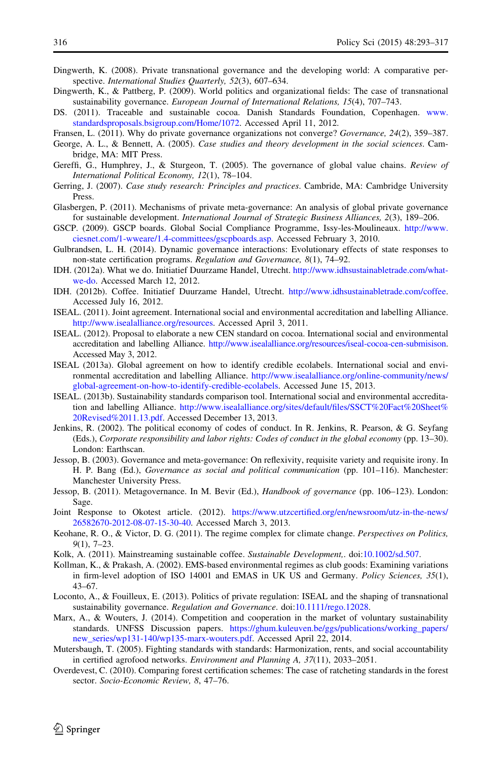Dingwerth, K. (2008). Private transnational governance and the developing world: A comparative perspective. *International Studies Quarterly, 52*(3), 607–634.

Dingwerth, K., & Pattberg, P. (2009). World politics and organizational fields: The case of transnational sustainability governance. *European Journal of International Relations, 15*(4), 707–743.

DS. (2011). Traceable and sustainable cocoa. Danish Standards Foundation, Copenhagen. www.standardsproposals.bsigroup.com/Home/1072. Accessed April 11, 2012.

Fransen, L. (2011). Why do private governance organizations not converge? *Governance, 24*(2), 359–387.

George, A. L., & Bennett, A. (2005). *Case studies and theory development in the social sciences*. Cambridge, MA: MIT Press.

Gereffi, G., Humphrey, J., & Sturgeon, T. (2005). The governance of global value chains. *Review of International Political Economy, 12*(1), 78–104.

Gerring, J. (2007). *Case study research: Principles and practices*. Cambride, MA: Cambridge University Press.

Glasbergen, P. (2011). Mechanisms of private meta-governance: An analysis of global private governance for sustainable development. *International Journal of Strategic Business Alliances, 2*(3), 189–206.

GSCP. (2009). GSCP boards. Global Social Compliance Programme, Issy-les-Moulineaux. http://www.ciesnet.com/1-wweare/1.4-committees/gscpboards.asp. Accessed February 3, 2010.

Gulbrandsen, L. H. (2014). Dynamic governance interactions: Evolutionary effects of state responses to non-state certification programs. *Regulation and Governance, 8*(1), 74–92.

IDH. (2012a). What we do. Initiatief Duurzame Handel, Utrecht. http://www.idhsustainabletrade.com/what-we-do. Accessed March 12, 2012.

IDH. (2012b). Coffee. Initiatief Duurzame Handel, Utrecht. http://www.idhsustainabletrade.com/coffee. Accessed July 16, 2012.

ISEAL. (2011). Joint agreement. International social and environmental accreditation and labelling Alliance. http://www.isealalliance.org/resources. Accessed April 3, 2011.

ISEAL. (2012). Proposal to elaborate a new CEN standard on cocoa. International social and environmental accreditation and labelling Alliance. http://www.isealalliance.org/resources/iseal-cocoa-cen-submisison. Accessed May 3, 2012.

ISEAL (2013a). Global agreement on how to identify credible ecolabels. International social and environmental accreditation and labelling Alliance. http://www.isealalliance.org/online-community/news/global-agreement-on-how-to-identify-credible-ecolabels. Accessed June 15, 2013.

ISEAL. (2013b). Sustainability standards comparison tool. International social and environmental accreditation and labelling Alliance. http://www.isealalliance.org/sites/default/files/SSCT%20Fact%20Sheet%20Revised%2011.13.pdf. Accessed December 13, 2013.

Jenkins, R. (2002). The political economy of codes of conduct. In R. Jenkins, R. Pearson, & G. Seyfang (Eds.), *Corporate responsibility and labor rights: Codes of conduct in the global economy* (pp. 13–30). London: Earthscan.

Jessop, B. (2003). Governance and meta-governance: On reflexivity, requisite variety and requisite irony. In H. P. Bang (Ed.), *Governance as social and political communication* (pp. 101–116). Manchester: Manchester University Press.

Jessop, B. (2011). Metagovernance. In M. Bevir (Ed.), *Handbook of governance* (pp. 106–123). London: Sage.

Joint Response to Okotest article. (2012). https://www.utzcertified.org/en/newsroom/utz-in-the-news/26582670-2012-08-07-15-30-40. Accessed March 3, 2013.

Keohane, R. O., & Victor, D. G. (2011). The regime complex for climate change. *Perspectives on Politics, 9*(1), 7–23.

Kolk, A. (2011). Mainstreaming sustainable coffee. *Sustainable Development,*. doi:10.1002/sd.507.

Kollman, K., & Prakash, A. (2002). EMS-based environmental regimes as club goods: Examining variations in firm-level adoption of ISO 14001 and EMAS in UK US and Germany. *Policy Sciences, 35*(1), 43–67.

Loconto, A., & Fouilleux, E. (2013). Politics of private regulation: ISEAL and the shaping of transnational sustainability governance. *Regulation and Governance*. doi:10.1111/rego.12028.

Marx, A., & Wouters, J. (2014). Competition and cooperation in the market of voluntary sustainability standards. UNFSS Discussion papers. https://ghum.kuleuven.be/ggs/publications/working_papers/new_series/wp131-140/wp135-marx-wouters.pdf. Accessed April 22, 2014.

Mutersbaugh, T. (2005). Fighting standards with standards: Harmonization, rents, and social accountability in certified agrofood networks. *Environment and Planning A, 37*(11), 2033–2051.

Overdevest, C. (2010). Comparing forest certification schemes: The case of ratcheting standards in the forest sector. *Socio-Economic Review, 8*, 47–76.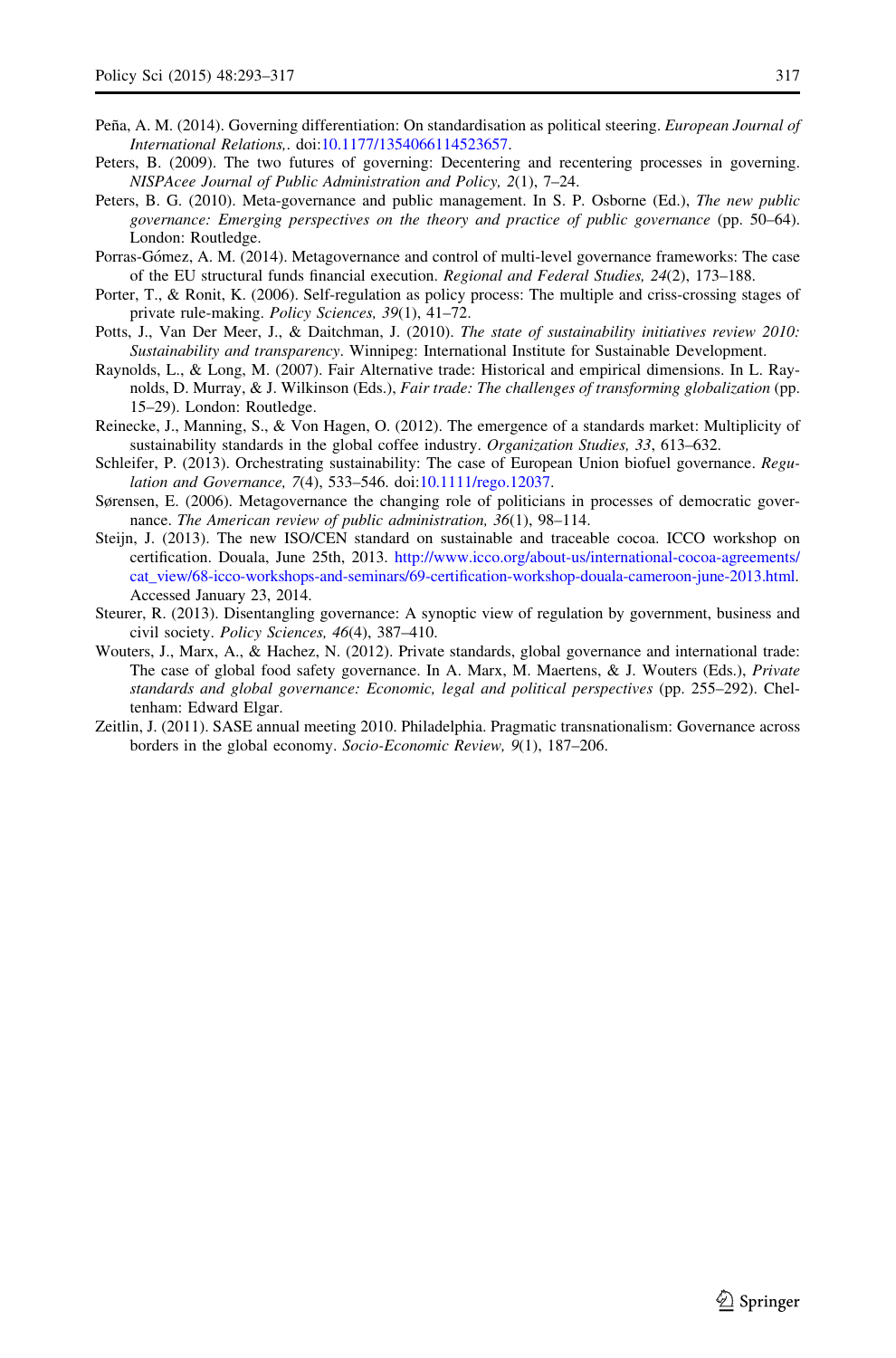Peña, A. M. (2014). Governing differentiation: On standardisation as political steering. *European Journal of International Relations,*. doi:10.1177/1354066114523657.

Peters, B. (2009). The two futures of governing: Decentering and recentering processes in governing. *NISPAcee Journal of Public Administration and Policy, 2*(1), 7–24.

Peters, B. G. (2010). Meta-governance and public management. In S. P. Osborne (Ed.), *The new public governance: Emerging perspectives on the theory and practice of public governance* (pp. 50–64). London: Routledge.

Porras-Gómez, A. M. (2014). Metagovernance and control of multi-level governance frameworks: The case of the EU structural funds financial execution. *Regional and Federal Studies, 24*(2), 173–188.

Porter, T., & Ronit, K. (2006). Self-regulation as policy process: The multiple and criss-crossing stages of private rule-making. *Policy Sciences, 39*(1), 41–72.

Potts, J., Van Der Meer, J., & Daitchman, J. (2010). *The state of sustainability initiatives review 2010: Sustainability and transparency*. Winnipeg: International Institute for Sustainable Development.

Raynolds, L., & Long, M. (2007). Fair Alternative trade: Historical and empirical dimensions. In L. Raynolds, D. Murray, & J. Wilkinson (Eds.), *Fair trade: The challenges of transforming globalization* (pp. 15–29). London: Routledge.

Reinecke, J., Manning, S., & Von Hagen, O. (2012). The emergence of a standards market: Multiplicity of sustainability standards in the global coffee industry. *Organization Studies, 33*, 613–632.

Schleifer, P. (2013). Orchestrating sustainability: The case of European Union biofuel governance. *Regulation and Governance, 7*(4), 533–546. doi:10.1111/rego.12037.

Sørensen, E. (2006). Metagovernance the changing role of politicians in processes of democratic governance. *The American review of public administration, 36*(1), 98–114.

Steijn, J. (2013). The new ISO/CEN standard on sustainable and traceable cocoa. ICCO workshop on certification. Douala, June 25th, 2013. http://www.icco.org/about-us/international-cocoa-agreements/cat_view/68-icco-workshops-and-seminars/69-certification-workshop-douala-cameroon-june-2013.html. Accessed January 23, 2014.

Steurer, R. (2013). Disentangling governance: A synoptic view of regulation by government, business and civil society. *Policy Sciences, 46*(4), 387–410.

Wouters, J., Marx, A., & Hachez, N. (2012). Private standards, global governance and international trade: The case of global food safety governance. In A. Marx, M. Maertens, & J. Wouters (Eds.), *Private standards and global governance: Economic, legal and political perspectives* (pp. 255–292). Cheltenham: Edward Elgar.

Zeitlin, J. (2011). SASE annual meeting 2010. Philadelphia. Pragmatic transnationalism: Governance across borders in the global economy. *Socio-Economic Review, 9*(1), 187–206.